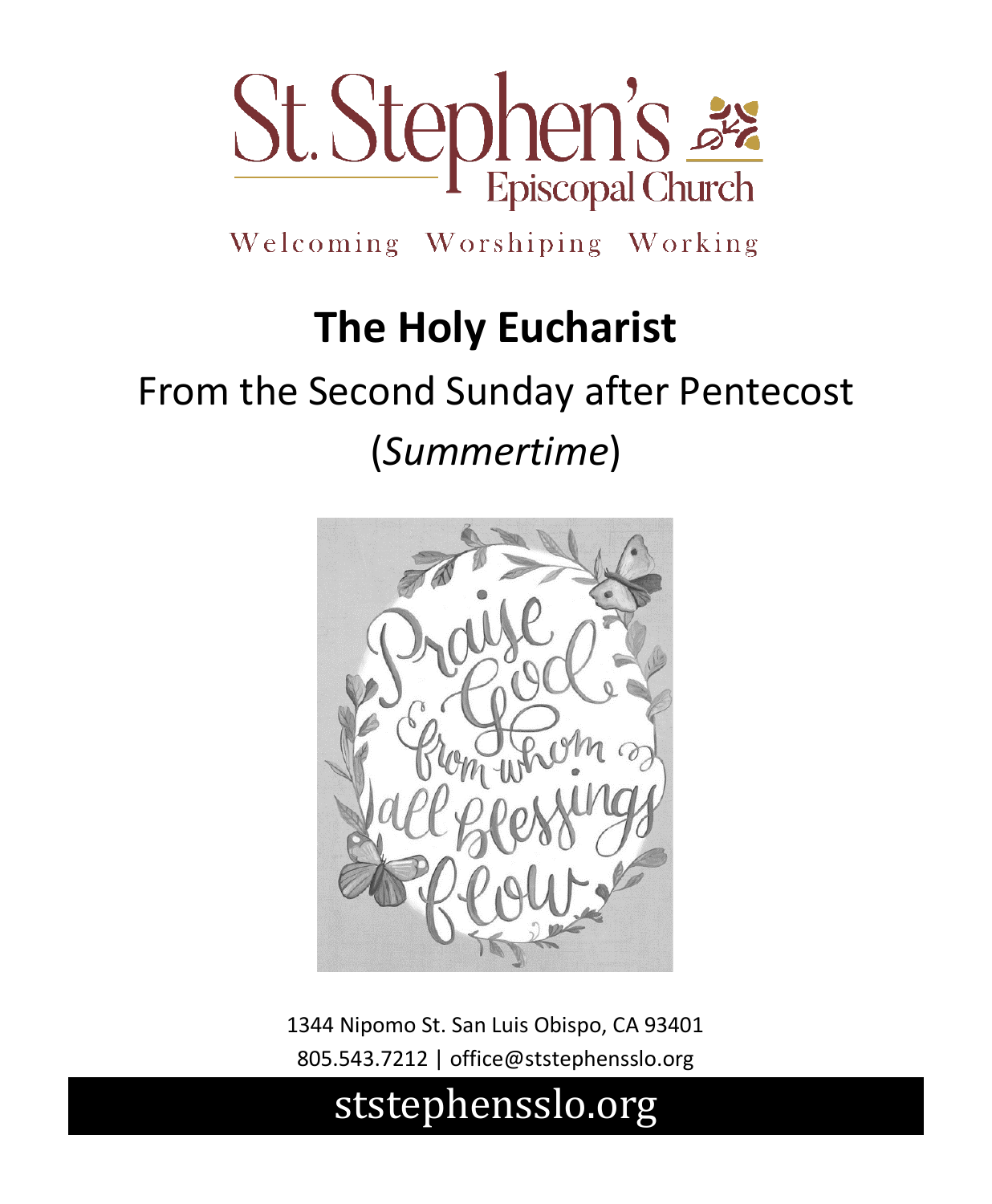# St. Stephen's Episcopal Church

Welcoming Worshiping Working

# The Holy Eucharist

## From the Second Sunday after Pentecost

## (*Summertime*)

Praise God from whom all blessings flow

1344 Nipomo St. San Luis Obispo, CA 93401

805.543.7212 | office@ststephensslo.org

ststephensslo.org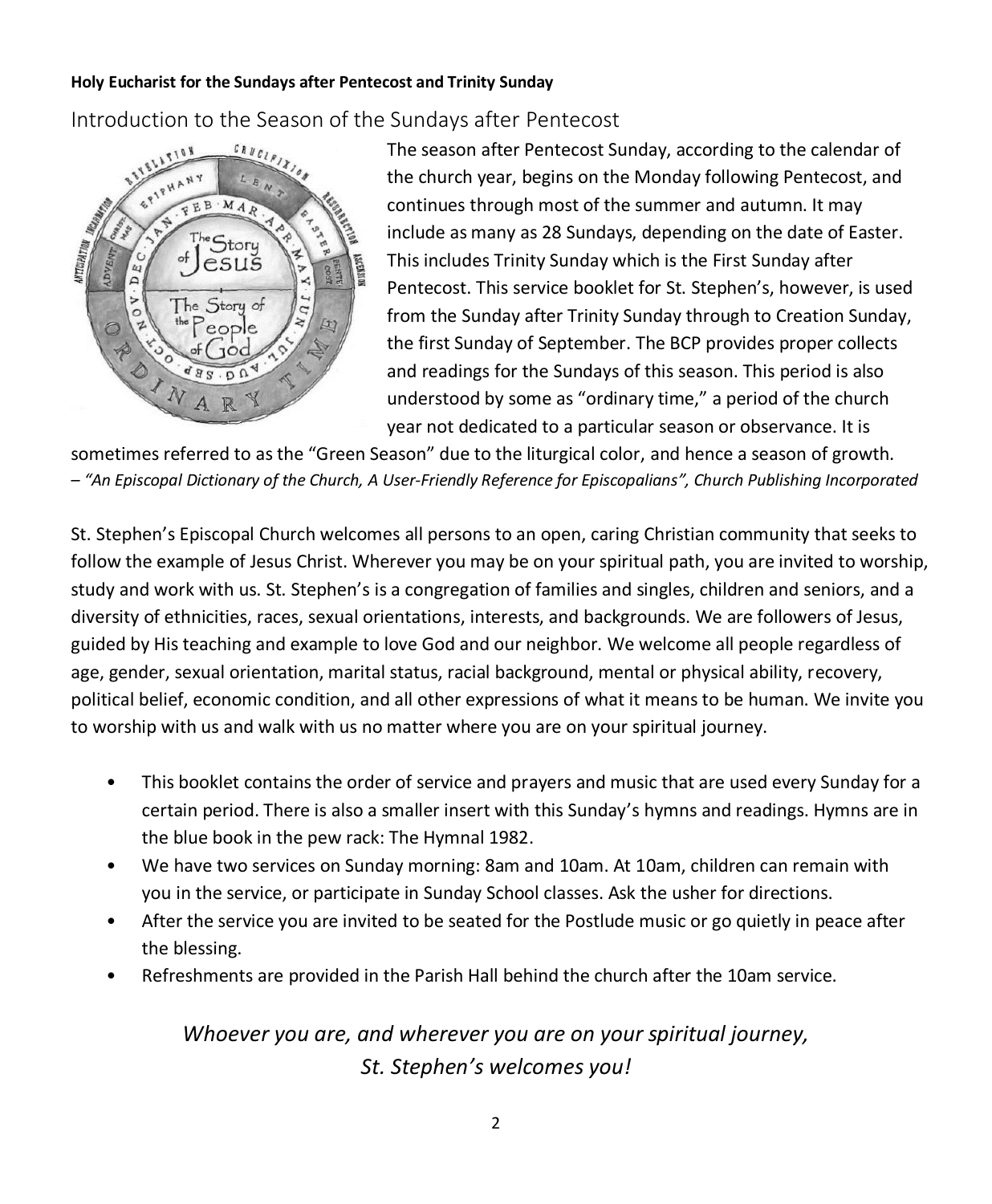**Holy Eucharist for the Sundays after Pentecost and Trinity Sunday**

## Introduction to the Season of the Sundays after Pentecost

The season after Pentecost Sunday, according to the calendar of the church year, begins on the Monday following Pentecost, and continues through most of the summer and autumn. It may include as many as 28 Sundays, depending on the date of Easter. This includes Trinity Sunday which is the First Sunday after Pentecost. This service booklet for St. Stephen's, however, is used from the Sunday after Trinity Sunday through to Creation Sunday, the first Sunday of September. The BCP provides proper collects and readings for the Sundays of this season. This period is also understood by some as "ordinary time," a period of the church year not dedicated to a particular season or observance. It is sometimes referred to as the "Green Season" due to the liturgical color, and hence a season of growth.

*– "An Episcopal Dictionary of the Church, A User-Friendly Reference for Episcopalians", Church Publishing Incorporated*

St. Stephen's Episcopal Church welcomes all persons to an open, caring Christian community that seeks to follow the example of Jesus Christ. Wherever you may be on your spiritual path, you are invited to worship, study and work with us. St. Stephen's is a congregation of families and singles, children and seniors, and a diversity of ethnicities, races, sexual orientations, interests, and backgrounds. We are followers of Jesus, guided by His teaching and example to love God and our neighbor. We welcome all people regardless of age, gender, sexual orientation, marital status, racial background, mental or physical ability, recovery, political belief, economic condition, and all other expressions of what it means to be human. We invite you to worship with us and walk with us no matter where you are on your spiritual journey.

- This booklet contains the order of service and prayers and music that are used every Sunday for a certain period. There is also a smaller insert with this Sunday's hymns and readings. Hymns are in the blue book in the pew rack: The Hymnal 1982.
- We have two services on Sunday morning: 8am and 10am. At 10am, children can remain with you in the service, or participate in Sunday School classes. Ask the usher for directions.
- After the service you are invited to be seated for the Postlude music or go quietly in peace after the blessing.
- Refreshments are provided in the Parish Hall behind the church after the 10am service.

*Whoever you are, and wherever you are on your spiritual journey,*
*St. Stephen's welcomes you!*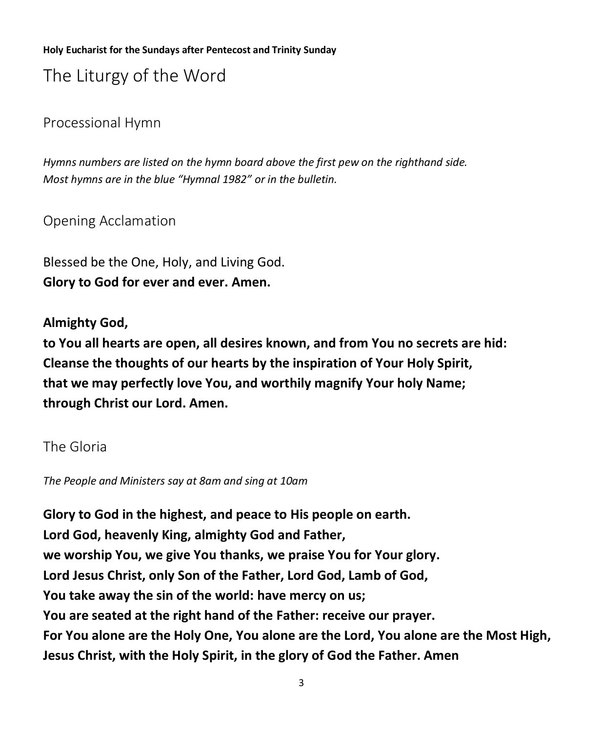**Holy Eucharist for the Sundays after Pentecost and Trinity Sunday**

# The Liturgy of the Word

## Processional Hymn

*Hymns numbers are listed on the hymn board above the first pew on the righthand side.*
*Most hymns are in the blue "Hymnal 1982" or in the bulletin.*

## Opening Acclamation

Blessed be the One, Holy, and Living God.
**Glory to God for ever and ever. Amen.**

**Almighty God,**
**to You all hearts are open, all desires known, and from You no secrets are hid:**
**Cleanse the thoughts of our hearts by the inspiration of Your Holy Spirit,**
**that we may perfectly love You, and worthily magnify Your holy Name;**
**through Christ our Lord. Amen.**

## The Gloria

*The People and Ministers say at 8am and sing at 10am*

**Glory to God in the highest, and peace to His people on earth.**
**Lord God, heavenly King, almighty God and Father,**
**we worship You, we give You thanks, we praise You for Your glory.**
**Lord Jesus Christ, only Son of the Father, Lord God, Lamb of God,**
**You take away the sin of the world: have mercy on us;**
**You are seated at the right hand of the Father: receive our prayer.**
**For You alone are the Holy One, You alone are the Lord, You alone are the Most High,**
**Jesus Christ, with the Holy Spirit, in the glory of God the Father. Amen**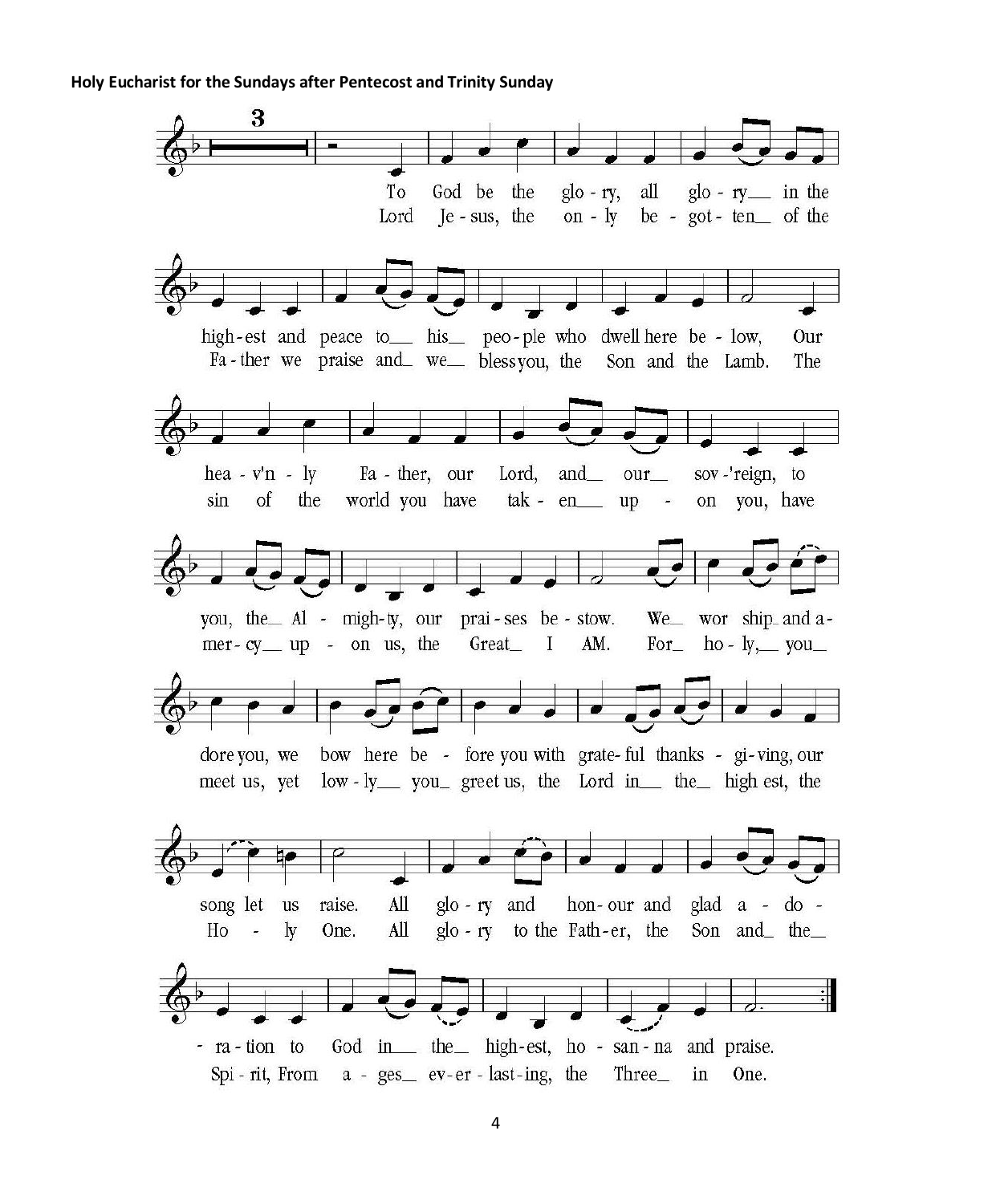**Holy Eucharist for the Sundays after Pentecost and Trinity Sunday**

3

To God be the glo - ry, all glo - ry in the high - est and peace to his peo - ple who dwell here be - low, Our hea - v'n - ly Fa - ther, our Lord, and our sov - 'reign, to you, the Al - migh - ty, our prai - ses be - stow. We wor ship and a - dore you, we bow here be - fore you with grate - ful thanks - gi - ving, our song let us raise. All glo - ry and hon - our and glad a - do - ra - tion to God in the high - est, ho - san - na and praise.

Lord Je - sus, the on - ly be - got - ten of the Fa - ther we praise and we bless you, the Son and the Lamb. The sin of the world you have tak - en up - on you, have mer - cy up - on us, the Great I AM. For ho - ly, you meet us, yet low - ly you greet us, the Lord in the high est, the Ho - ly One. All glo - ry to the Fath - er, the Son and the Spi - rit, From a - ges ev - er - last - ing, the Three in One.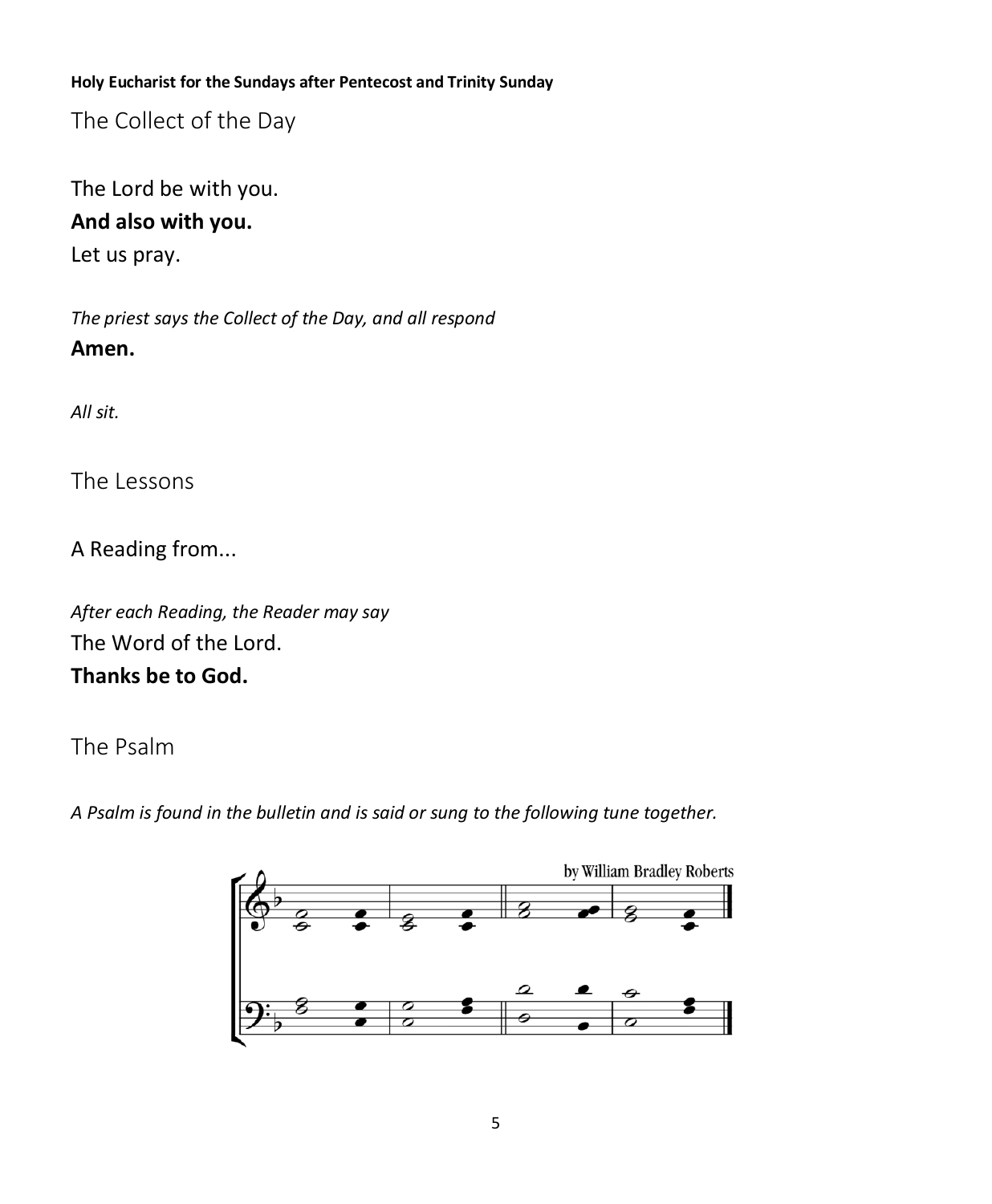**Holy Eucharist for the Sundays after Pentecost and Trinity Sunday**

## The Collect of the Day

The Lord be with you.

**And also with you.**

Let us pray.

*The priest says the Collect of the Day, and all respond*

**Amen.**

*All sit.*

## The Lessons

A Reading from...

*After each Reading, the Reader may say*

The Word of the Lord.

**Thanks be to God.**

## The Psalm

*A Psalm is found in the bulletin and is said or sung to the following tune together.*

by William Bradley Roberts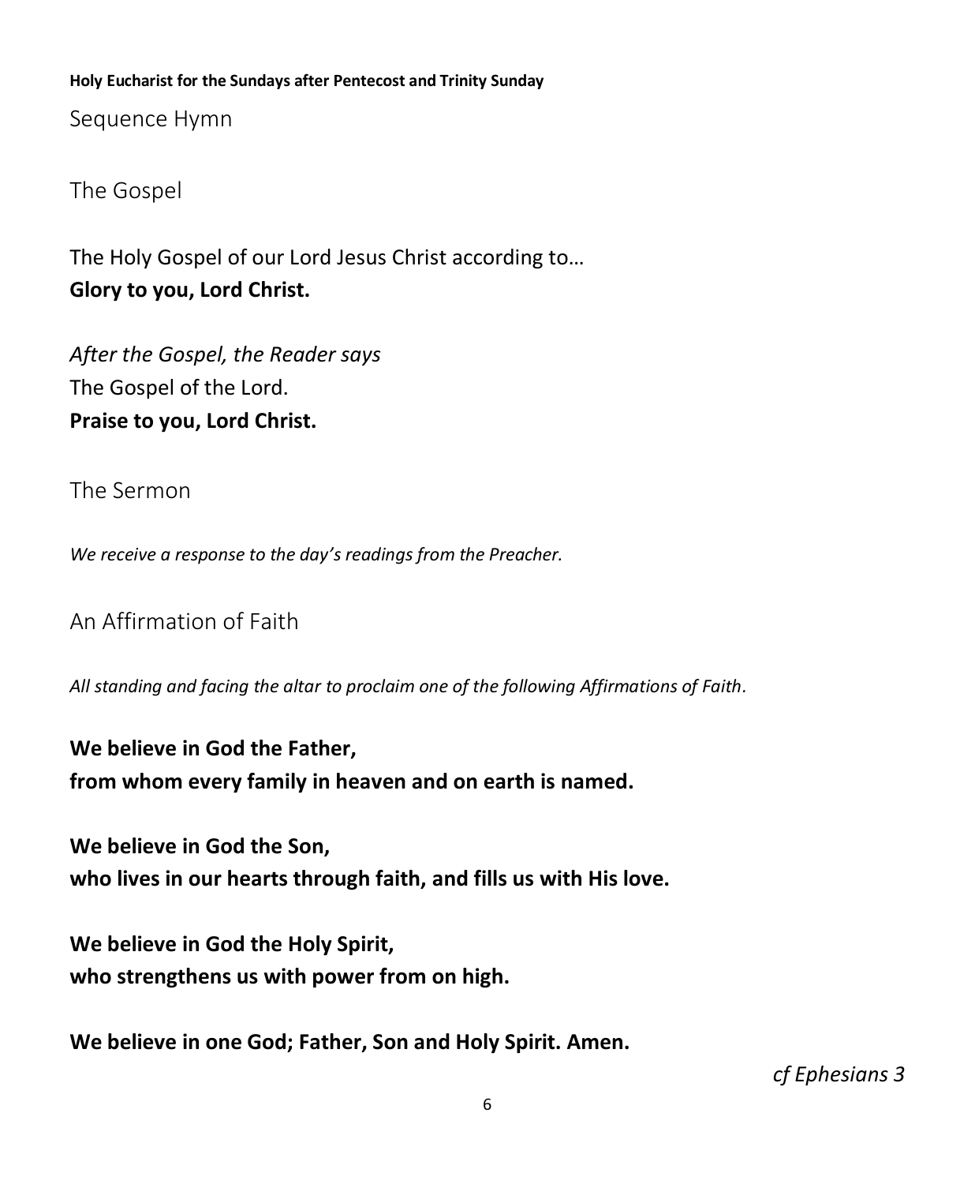## Sequence Hymn

## The Gospel

The Holy Gospel of our Lord Jesus Christ according to…
**Glory to you, Lord Christ.**

*After the Gospel, the Reader says*
The Gospel of the Lord.
**Praise to you, Lord Christ.**

## The Sermon

*We receive a response to the day's readings from the Preacher.*

## An Affirmation of Faith

*All standing and facing the altar to proclaim one of the following Affirmations of Faith.*

**We believe in God the Father,**
**from whom every family in heaven and on earth is named.**

**We believe in God the Son,**
**who lives in our hearts through faith, and fills us with His love.**

**We believe in God the Holy Spirit,**
**who strengthens us with power from on high.**

**We believe in one God; Father, Son and Holy Spirit. Amen.**

*cf Ephesians 3*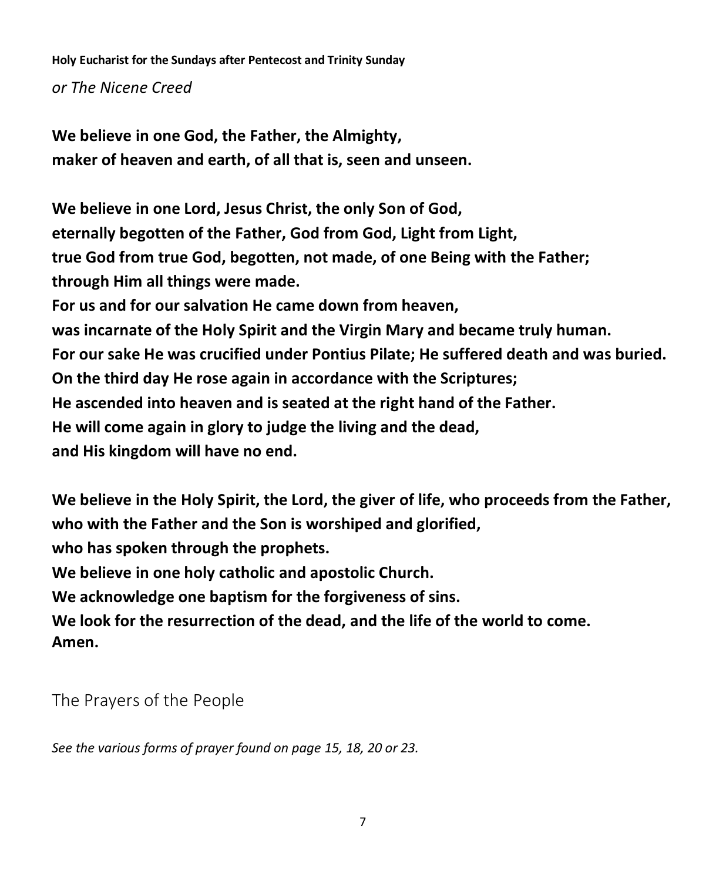*or The Nicene Creed*

**We believe in one God, the Father, the Almighty,**
**maker of heaven and earth, of all that is, seen and unseen.**

**We believe in one Lord, Jesus Christ, the only Son of God,**
**eternally begotten of the Father, God from God, Light from Light,**
**true God from true God, begotten, not made, of one Being with the Father;**
**through Him all things were made.**
**For us and for our salvation He came down from heaven,**
**was incarnate of the Holy Spirit and the Virgin Mary and became truly human.**
**For our sake He was crucified under Pontius Pilate; He suffered death and was buried.**
**On the third day He rose again in accordance with the Scriptures;**
**He ascended into heaven and is seated at the right hand of the Father.**
**He will come again in glory to judge the living and the dead,**
**and His kingdom will have no end.**

**We believe in the Holy Spirit, the Lord, the giver of life, who proceeds from the Father,**
**who with the Father and the Son is worshiped and glorified,**
**who has spoken through the prophets.**
**We believe in one holy catholic and apostolic Church.**
**We acknowledge one baptism for the forgiveness of sins.**
**We look for the resurrection of the dead, and the life of the world to come.**
**Amen.**

## The Prayers of the People

*See the various forms of prayer found on page 15, 18, 20 or 23.*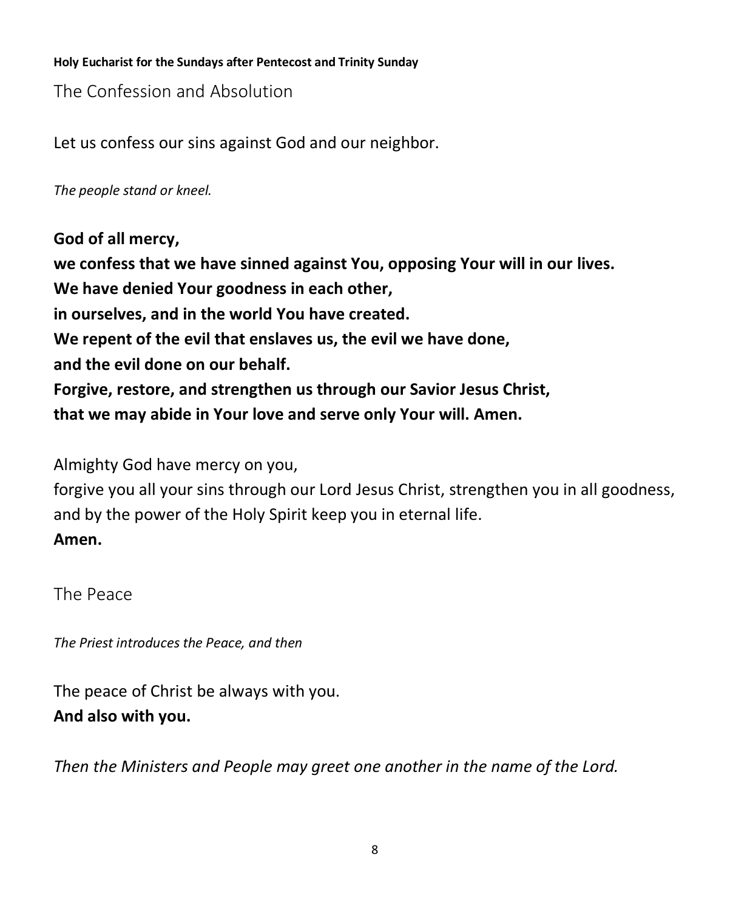**Holy Eucharist for the Sundays after Pentecost and Trinity Sunday**

## The Confession and Absolution

Let us confess our sins against God and our neighbor.

*The people stand or kneel.*

**God of all mercy,**
**we confess that we have sinned against You, opposing Your will in our lives.**
**We have denied Your goodness in each other,**
**in ourselves, and in the world You have created.**
**We repent of the evil that enslaves us, the evil we have done,**
**and the evil done on our behalf.**
**Forgive, restore, and strengthen us through our Savior Jesus Christ,**
**that we may abide in Your love and serve only Your will. Amen.**

Almighty God have mercy on you,
forgive you all your sins through our Lord Jesus Christ, strengthen you in all goodness,
and by the power of the Holy Spirit keep you in eternal life.
**Amen.**

## The Peace

*The Priest introduces the Peace, and then*

The peace of Christ be always with you.
**And also with you.**

*Then the Ministers and People may greet one another in the name of the Lord.*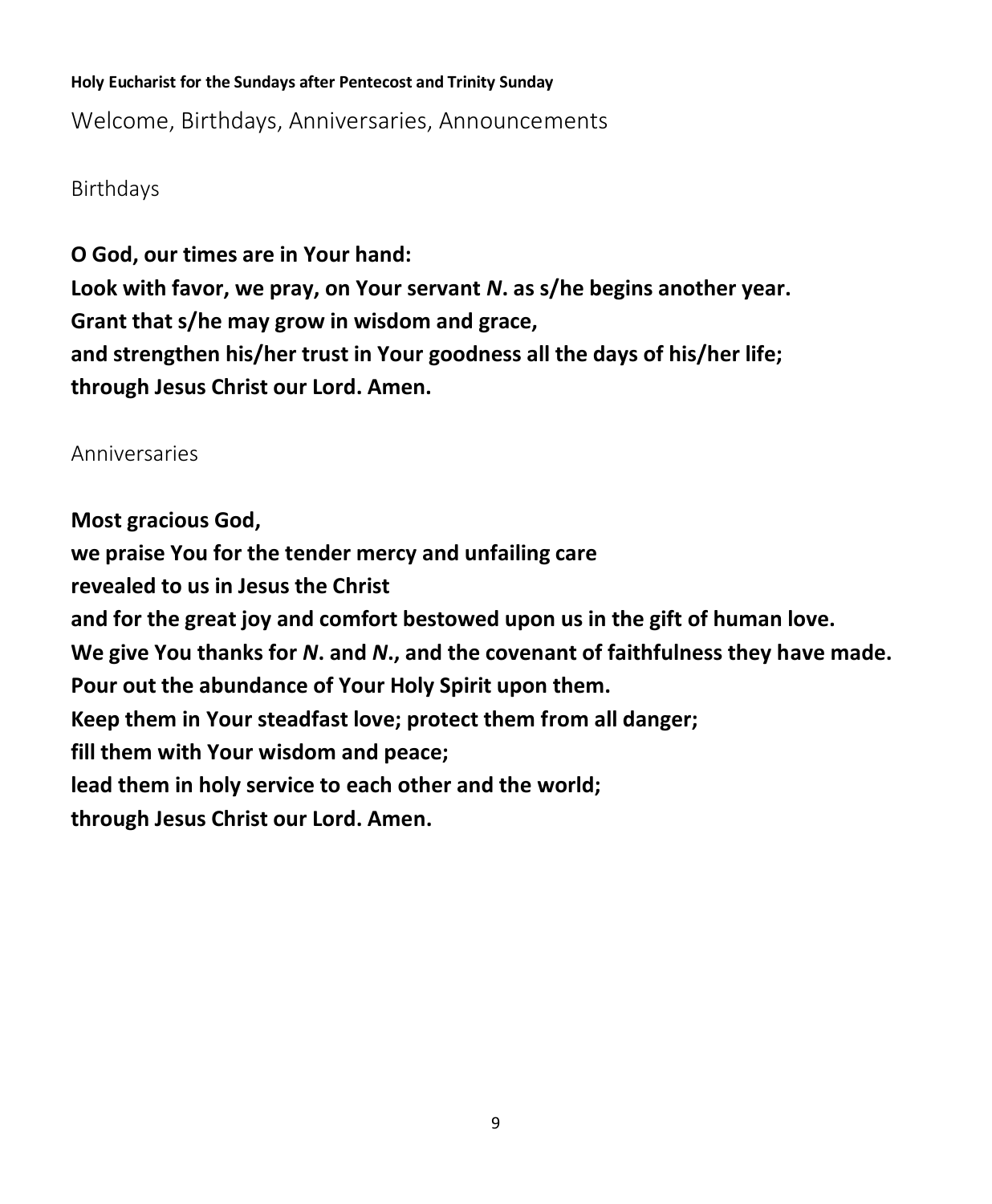**Holy Eucharist for the Sundays after Pentecost and Trinity Sunday**

# Welcome, Birthdays, Anniversaries, Announcements

## Birthdays

**O God, our times are in Your hand:**
**Look with favor, we pray, on Your servant *N*. as s/he begins another year.**
**Grant that s/he may grow in wisdom and grace,**
**and strengthen his/her trust in Your goodness all the days of his/her life;**
**through Jesus Christ our Lord. Amen.**

## Anniversaries

**Most gracious God,**
**we praise You for the tender mercy and unfailing care**
**revealed to us in Jesus the Christ**
**and for the great joy and comfort bestowed upon us in the gift of human love.**
**We give You thanks for *N*. and *N*., and the covenant of faithfulness they have made.**
**Pour out the abundance of Your Holy Spirit upon them.**
**Keep them in Your steadfast love; protect them from all danger;**
**fill them with Your wisdom and peace;**
**lead them in holy service to each other and the world;**
**through Jesus Christ our Lord. Amen.**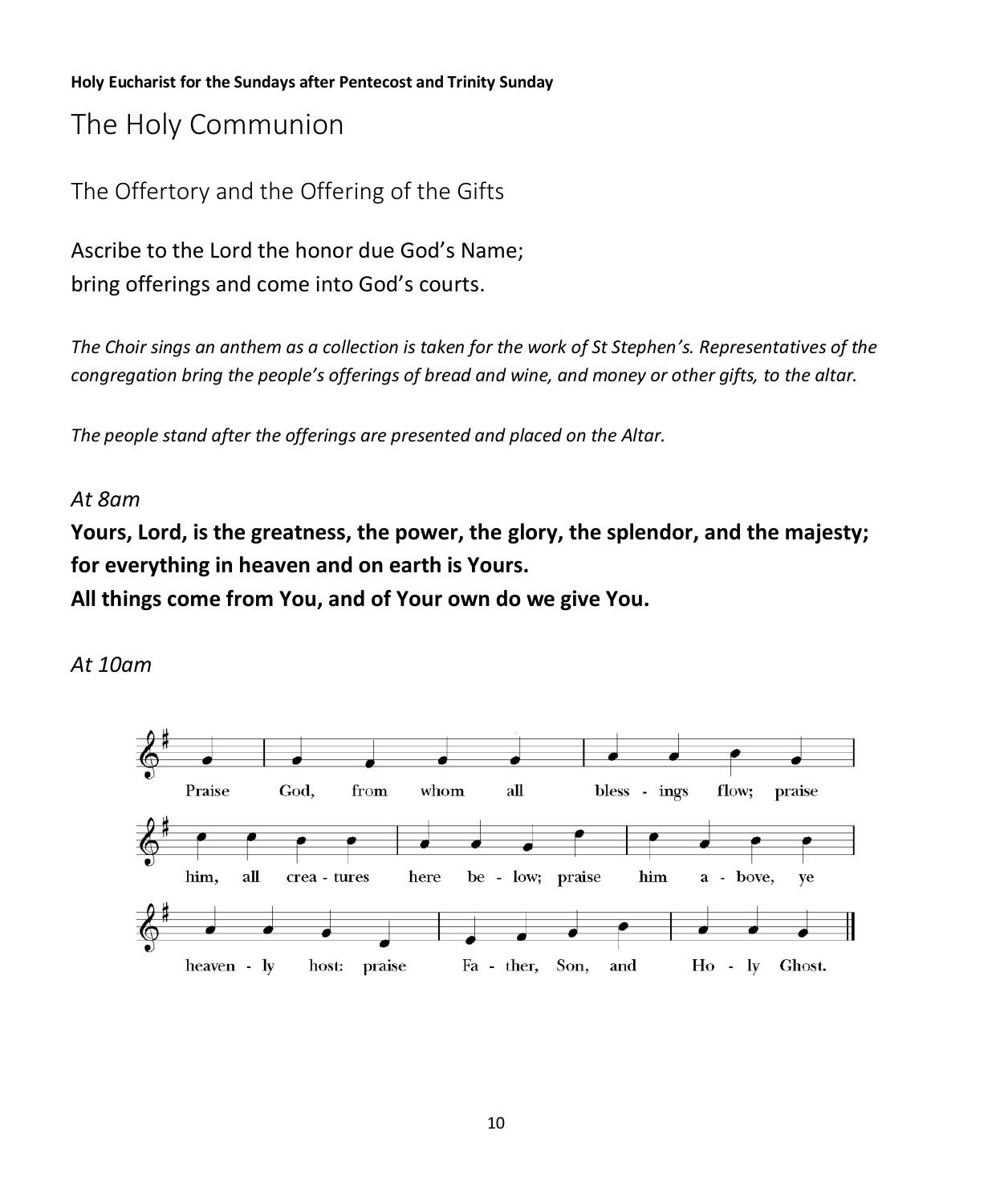**Holy Eucharist for the Sundays after Pentecost and Trinity Sunday**

# The Holy Communion

## The Offertory and the Offering of the Gifts

Ascribe to the Lord the honor due God's Name;
bring offerings and come into God's courts.

*The Choir sings an anthem as a collection is taken for the work of St Stephen's. Representatives of the congregation bring the people's offerings of bread and wine, and money or other gifts, to the altar.*

*The people stand after the offerings are presented and placed on the Altar.*

*At 8am*

**Yours, Lord, is the greatness, the power, the glory, the splendor, and the majesty;**
**for everything in heaven and on earth is Yours.**
**All things come from You, and of Your own do we give You.**

*At 10am*

Praise God, from whom all blessings flow; praise him, all creatures here below; praise him above, ye heavenly host: praise Father, Son, and Holy Ghost.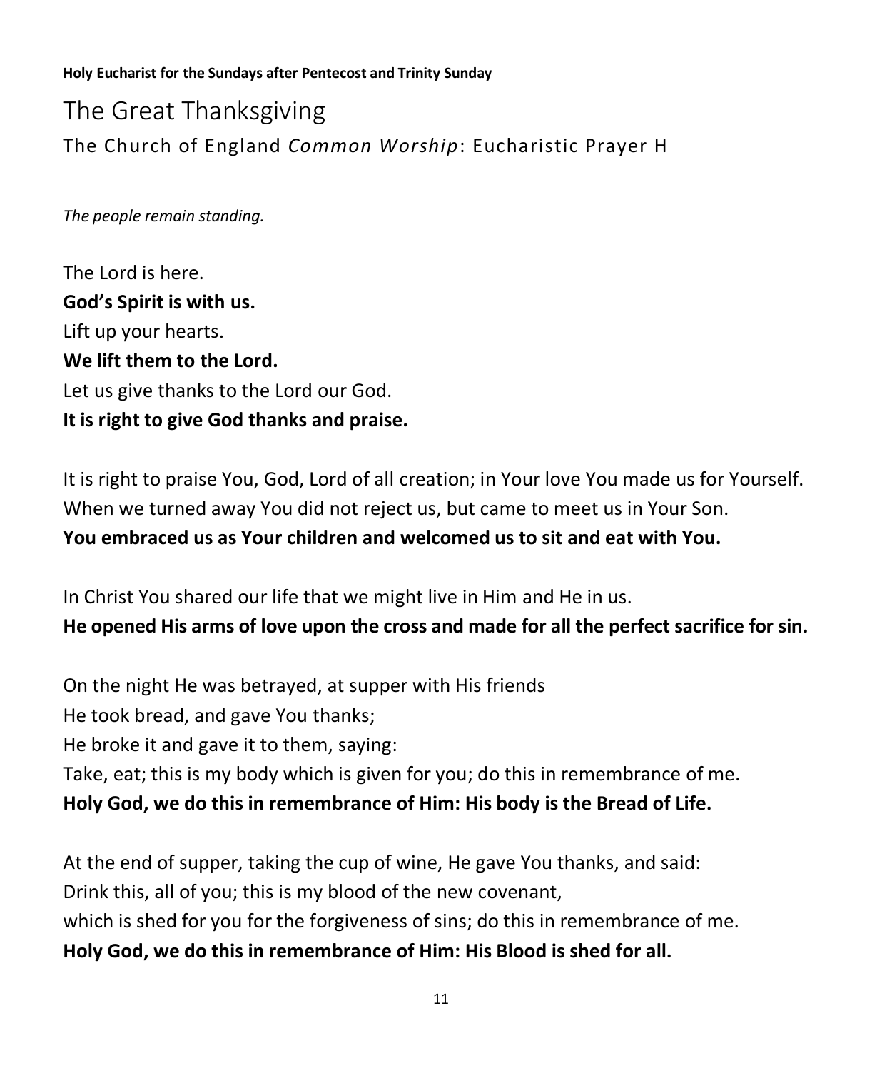**Holy Eucharist for the Sundays after Pentecost and Trinity Sunday**

# The Great Thanksgiving

## The Church of England *Common Worship*: Eucharistic Prayer H

*The people remain standing.*

The Lord is here.  
**God's Spirit is with us.**  
Lift up your hearts.  
**We lift them to the Lord.**  
Let us give thanks to the Lord our God.  
**It is right to give God thanks and praise.**

It is right to praise You, God, Lord of all creation; in Your love You made us for Yourself.  
When we turned away You did not reject us, but came to meet us in Your Son.  
**You embraced us as Your children and welcomed us to sit and eat with You.**

In Christ You shared our life that we might live in Him and He in us.  
**He opened His arms of love upon the cross and made for all the perfect sacrifice for sin.**

On the night He was betrayed, at supper with His friends  
He took bread, and gave You thanks;  
He broke it and gave it to them, saying:  
Take, eat; this is my body which is given for you; do this in remembrance of me.  
**Holy God, we do this in remembrance of Him: His body is the Bread of Life.**

At the end of supper, taking the cup of wine, He gave You thanks, and said:  
Drink this, all of you; this is my blood of the new covenant,  
which is shed for you for the forgiveness of sins; do this in remembrance of me.  
**Holy God, we do this in remembrance of Him: His Blood is shed for all.**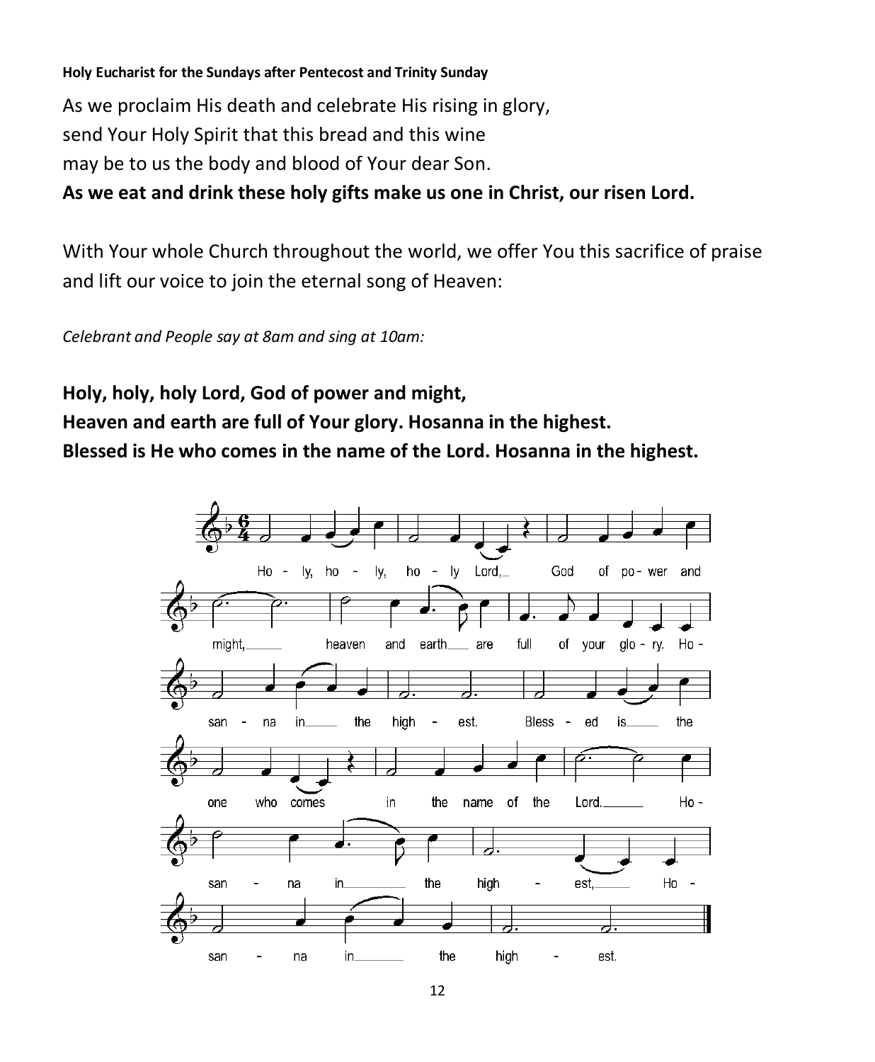**Holy Eucharist for the Sundays after Pentecost and Trinity Sunday**

As we proclaim His death and celebrate His rising in glory,
send Your Holy Spirit that this bread and this wine
may be to us the body and blood of Your dear Son.
**As we eat and drink these holy gifts make us one in Christ, our risen Lord.**

With Your whole Church throughout the world, we offer You this sacrifice of praise and lift our voice to join the eternal song of Heaven:

*Celebrant and People say at 8am and sing at 10am:*

**Holy, holy, holy Lord, God of power and might,**
**Heaven and earth are full of Your glory. Hosanna in the highest.**
**Blessed is He who comes in the name of the Lord. Hosanna in the highest.**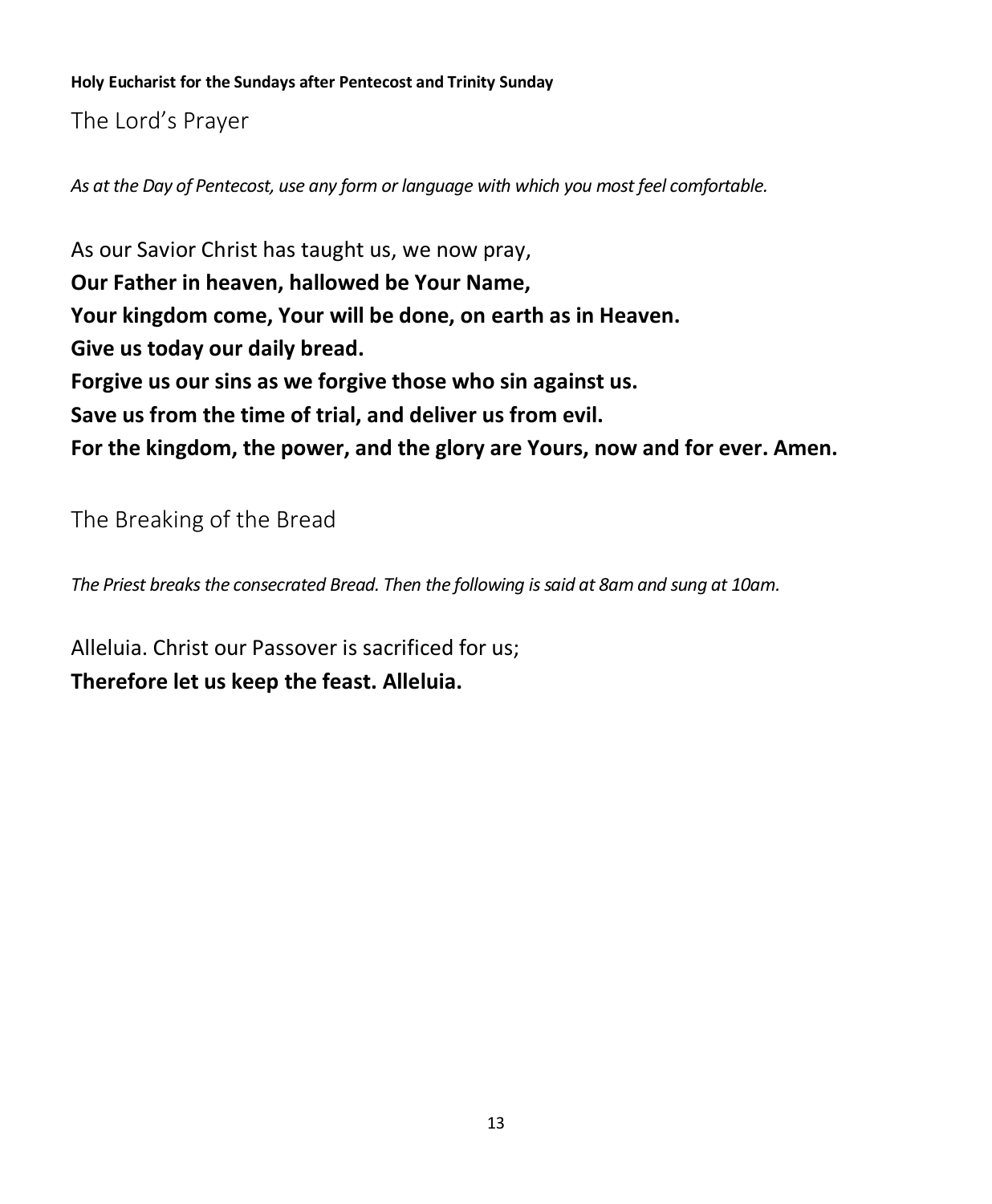**Holy Eucharist for the Sundays after Pentecost and Trinity Sunday**

## The Lord's Prayer

*As at the Day of Pentecost, use any form or language with which you most feel comfortable.*

As our Savior Christ has taught us, we now pray,
**Our Father in heaven, hallowed be Your Name,**
**Your kingdom come, Your will be done, on earth as in Heaven.**
**Give us today our daily bread.**
**Forgive us our sins as we forgive those who sin against us.**
**Save us from the time of trial, and deliver us from evil.**
**For the kingdom, the power, and the glory are Yours, now and for ever. Amen.**

## The Breaking of the Bread

*The Priest breaks the consecrated Bread. Then the following is said at 8am and sung at 10am.*

Alleluia. Christ our Passover is sacrificed for us;
**Therefore let us keep the feast. Alleluia.**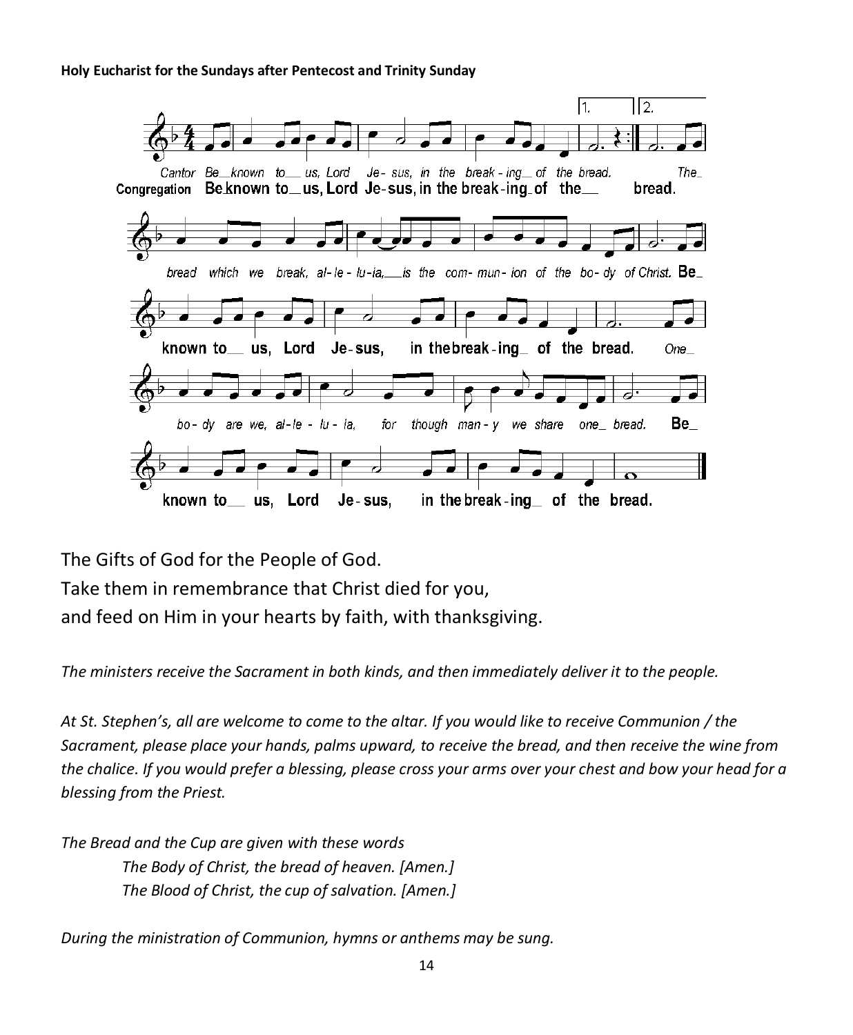**Holy Eucharist for the Sundays after Pentecost and Trinity Sunday**

*Cantor* Be_known to_ us, Lord Je- sus, in the break - ing_ of the bread.

**Congregation** Be known to_ us, Lord Je-sus, in the break-ing of the_ bread.

*The_ bread which we break, al- le - lu-ia,_ is the com- mun- ion of the bo- dy of Christ.* Be_ known to_ us, Lord Je-sus, in the break-ing_ of the bread.

*One_ bo- dy are we, al- le - lu - ia, for though man - y we share one_ bread.* Be_ known to_ us, Lord Je-sus, in the break-ing_ of the bread.

The Gifts of God for the People of God.
Take them in remembrance that Christ died for you,
and feed on Him in your hearts by faith, with thanksgiving.

*The ministers receive the Sacrament in both kinds, and then immediately deliver it to the people.*

*At St. Stephen's, all are welcome to come to the altar. If you would like to receive Communion / the Sacrament, please place your hands, palms upward, to receive the bread, and then receive the wine from the chalice. If you would prefer a blessing, please cross your arms over your chest and bow your head for a blessing from the Priest.*

*The Bread and the Cup are given with these words*

*The Body of Christ, the bread of heaven. [Amen.]*
*The Blood of Christ, the cup of salvation. [Amen.]*

*During the ministration of Communion, hymns or anthems may be sung.*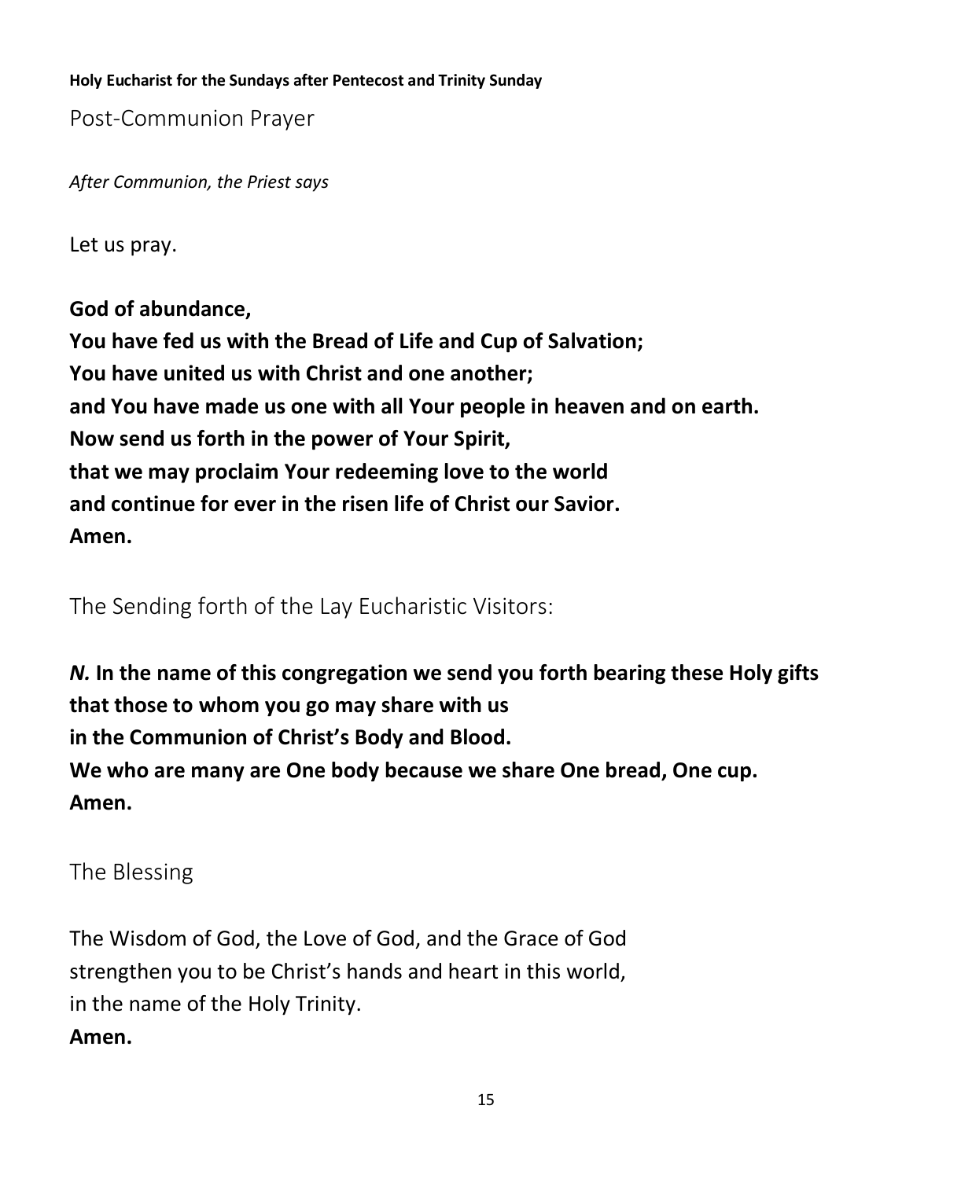**Holy Eucharist for the Sundays after Pentecost and Trinity Sunday**

## Post-Communion Prayer

*After Communion, the Priest says*

Let us pray.

**God of abundance,**
**You have fed us with the Bread of Life and Cup of Salvation;**
**You have united us with Christ and one another;**
**and You have made us one with all Your people in heaven and on earth.**
**Now send us forth in the power of Your Spirit,**
**that we may proclaim Your redeeming love to the world**
**and continue for ever in the risen life of Christ our Savior.**
**Amen.**

## The Sending forth of the Lay Eucharistic Visitors:

***N.*** **In the name of this congregation we send you forth bearing these Holy gifts**
**that those to whom you go may share with us**
**in the Communion of Christ's Body and Blood.**
**We who are many are One body because we share One bread, One cup.**
**Amen.**

## The Blessing

The Wisdom of God, the Love of God, and the Grace of God
strengthen you to be Christ's hands and heart in this world,
in the name of the Holy Trinity.
**Amen.**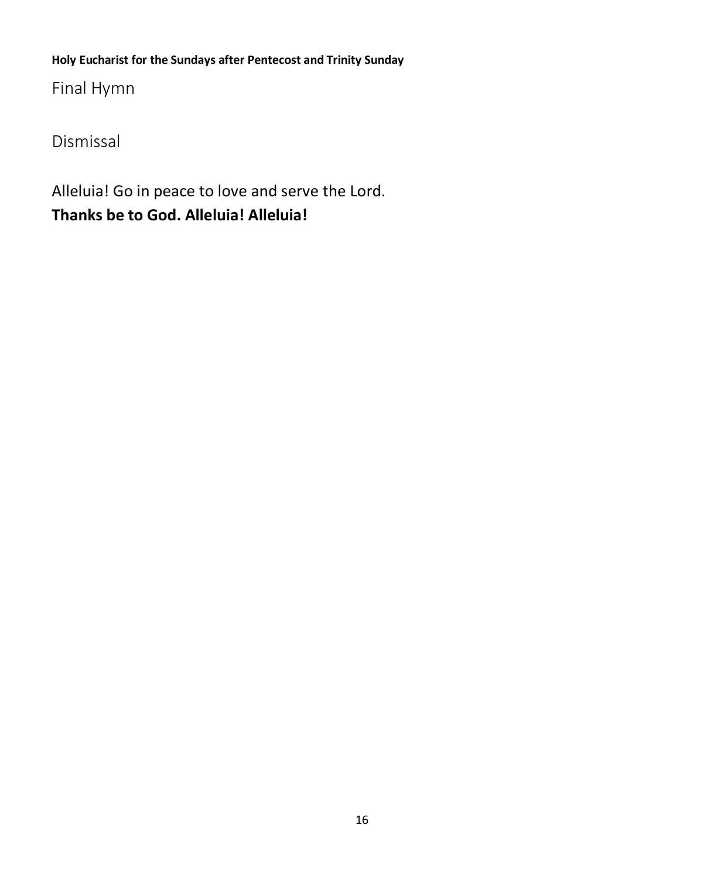## Final Hymn

## Dismissal

Alleluia! Go in peace to love and serve the Lord.
**Thanks be to God. Alleluia! Alleluia!**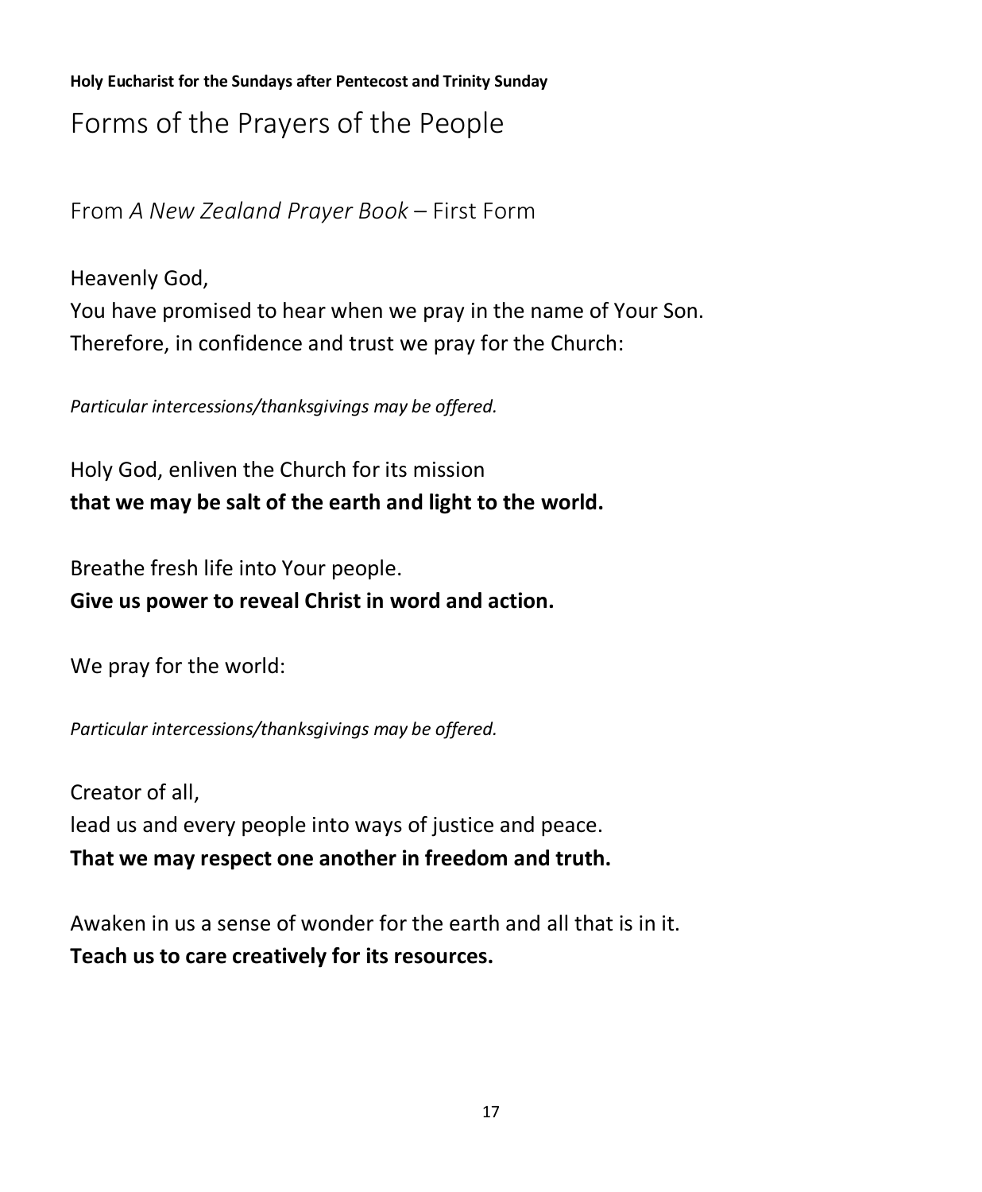**Holy Eucharist for the Sundays after Pentecost and Trinity Sunday**

# Forms of the Prayers of the People

## From *A New Zealand Prayer Book* – First Form

Heavenly God,
You have promised to hear when we pray in the name of Your Son.
Therefore, in confidence and trust we pray for the Church:

*Particular intercessions/thanksgivings may be offered.*

Holy God, enliven the Church for its mission
**that we may be salt of the earth and light to the world.**

Breathe fresh life into Your people.
**Give us power to reveal Christ in word and action.**

We pray for the world:

*Particular intercessions/thanksgivings may be offered.*

Creator of all,
lead us and every people into ways of justice and peace.
**That we may respect one another in freedom and truth.**

Awaken in us a sense of wonder for the earth and all that is in it.
**Teach us to care creatively for its resources.**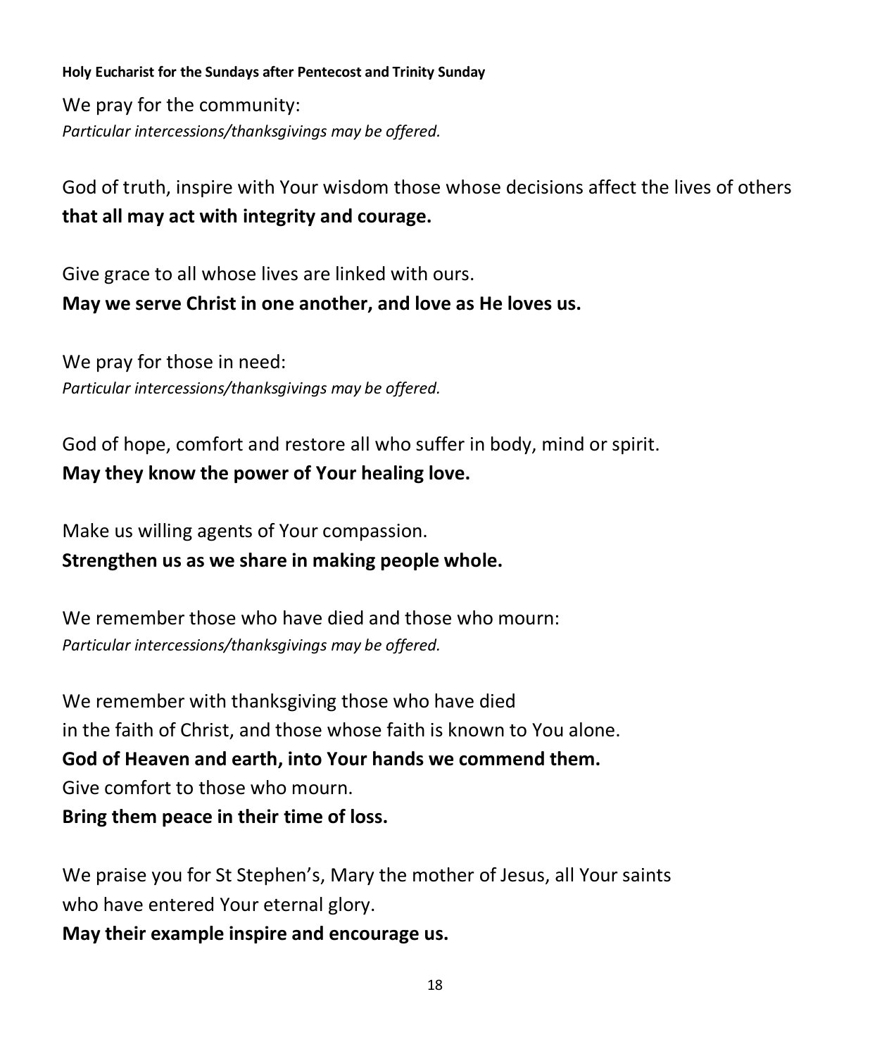We pray for the community:
*Particular intercessions/thanksgivings may be offered.*

God of truth, inspire with Your wisdom those whose decisions affect the lives of others
**that all may act with integrity and courage.**

Give grace to all whose lives are linked with ours.
**May we serve Christ in one another, and love as He loves us.**

We pray for those in need:
*Particular intercessions/thanksgivings may be offered.*

God of hope, comfort and restore all who suffer in body, mind or spirit.
**May they know the power of Your healing love.**

Make us willing agents of Your compassion.
**Strengthen us as we share in making people whole.**

We remember those who have died and those who mourn:
*Particular intercessions/thanksgivings may be offered.*

We remember with thanksgiving those who have died
in the faith of Christ, and those whose faith is known to You alone.
**God of Heaven and earth, into Your hands we commend them.**
Give comfort to those who mourn.
**Bring them peace in their time of loss.**

We praise you for St Stephen's, Mary the mother of Jesus, all Your saints
who have entered Your eternal glory.
**May their example inspire and encourage us.**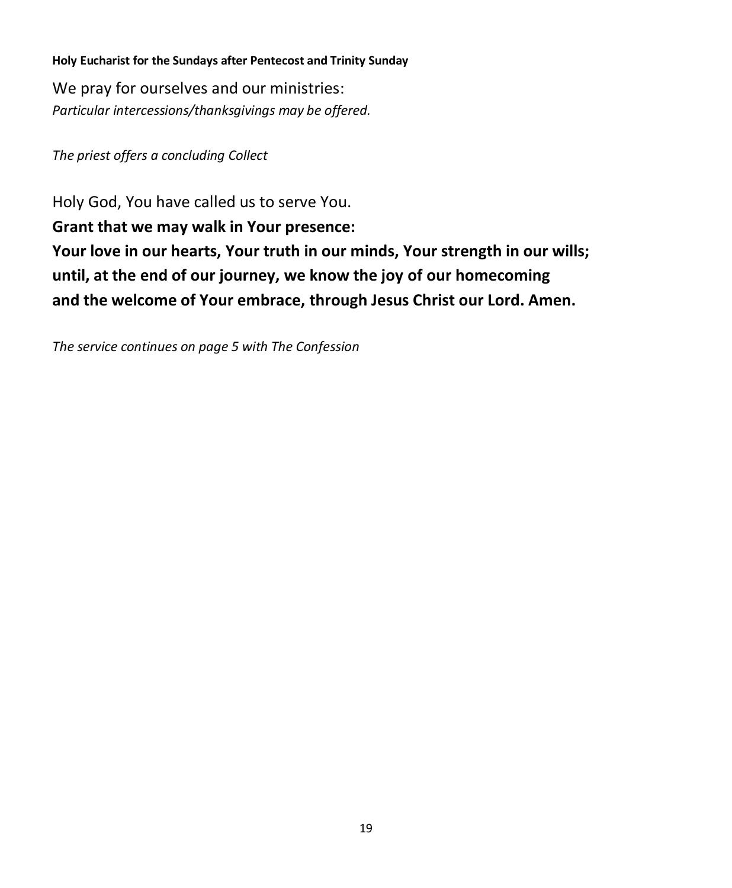**Holy Eucharist for the Sundays after Pentecost and Trinity Sunday**

We pray for ourselves and our ministries:
*Particular intercessions/thanksgivings may be offered.*

*The priest offers a concluding Collect*

Holy God, You have called us to serve You.
**Grant that we may walk in Your presence:**
**Your love in our hearts, Your truth in our minds, Your strength in our wills;**
**until, at the end of our journey, we know the joy of our homecoming**
**and the welcome of Your embrace, through Jesus Christ our Lord. Amen.**

*The service continues on page 5 with The Confession*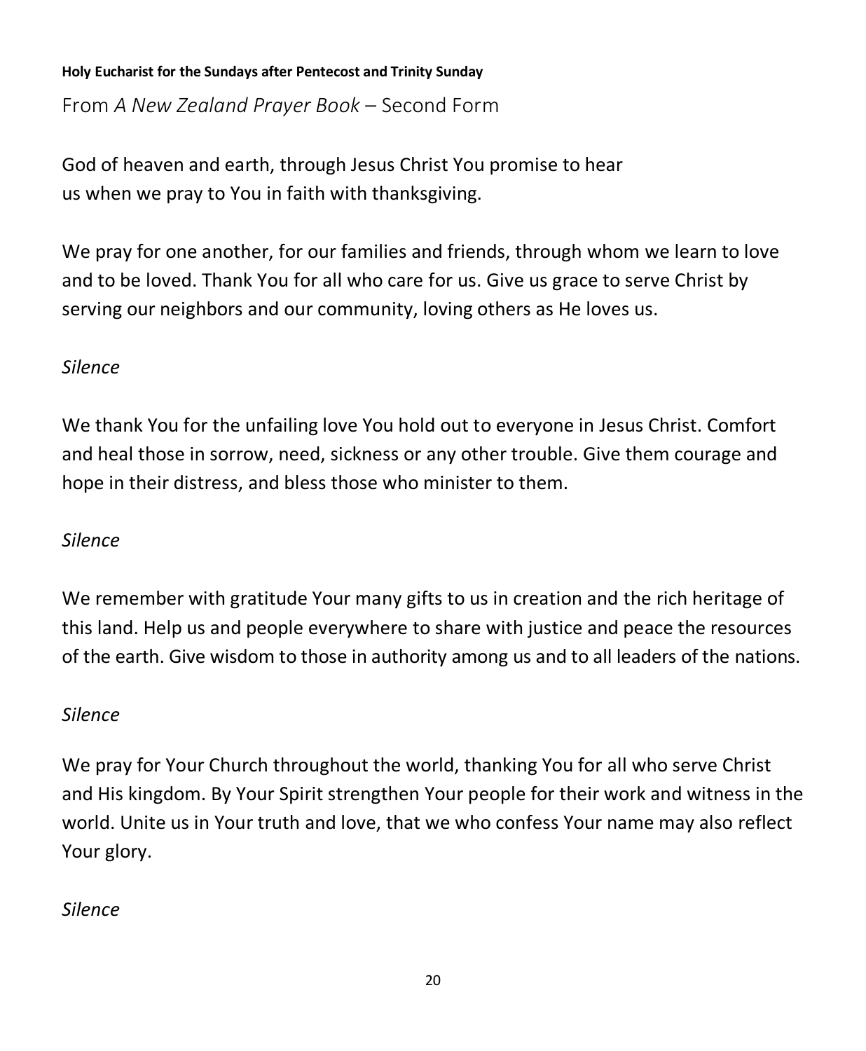**Holy Eucharist for the Sundays after Pentecost and Trinity Sunday**

From *A New Zealand Prayer Book* – Second Form

God of heaven and earth, through Jesus Christ You promise to hear us when we pray to You in faith with thanksgiving.

We pray for one another, for our families and friends, through whom we learn to love and to be loved. Thank You for all who care for us. Give us grace to serve Christ by serving our neighbors and our community, loving others as He loves us.

*Silence*

We thank You for the unfailing love You hold out to everyone in Jesus Christ. Comfort and heal those in sorrow, need, sickness or any other trouble. Give them courage and hope in their distress, and bless those who minister to them.

*Silence*

We remember with gratitude Your many gifts to us in creation and the rich heritage of this land. Help us and people everywhere to share with justice and peace the resources of the earth. Give wisdom to those in authority among us and to all leaders of the nations.

*Silence*

We pray for Your Church throughout the world, thanking You for all who serve Christ and His kingdom. By Your Spirit strengthen Your people for their work and witness in the world. Unite us in Your truth and love, that we who confess Your name may also reflect Your glory.

*Silence*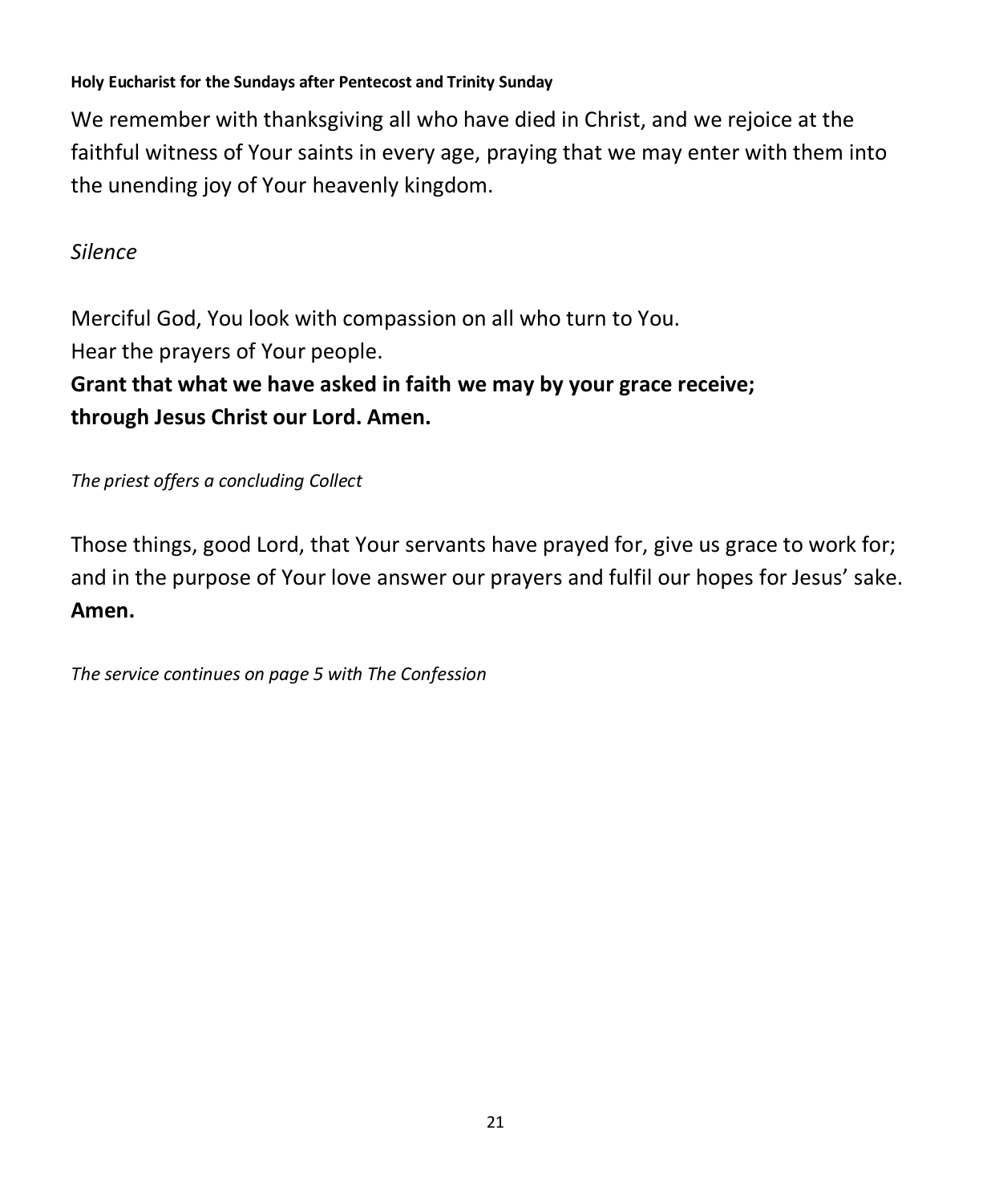We remember with thanksgiving all who have died in Christ, and we rejoice at the faithful witness of Your saints in every age, praying that we may enter with them into the unending joy of Your heavenly kingdom.

*Silence*

Merciful God, You look with compassion on all who turn to You.
Hear the prayers of Your people.
**Grant that what we have asked in faith we may by your grace receive;**
**through Jesus Christ our Lord. Amen.**

*The priest offers a concluding Collect*

Those things, good Lord, that Your servants have prayed for, give us grace to work for; and in the purpose of Your love answer our prayers and fulfil our hopes for Jesus' sake.
**Amen.**

*The service continues on page 5 with The Confession*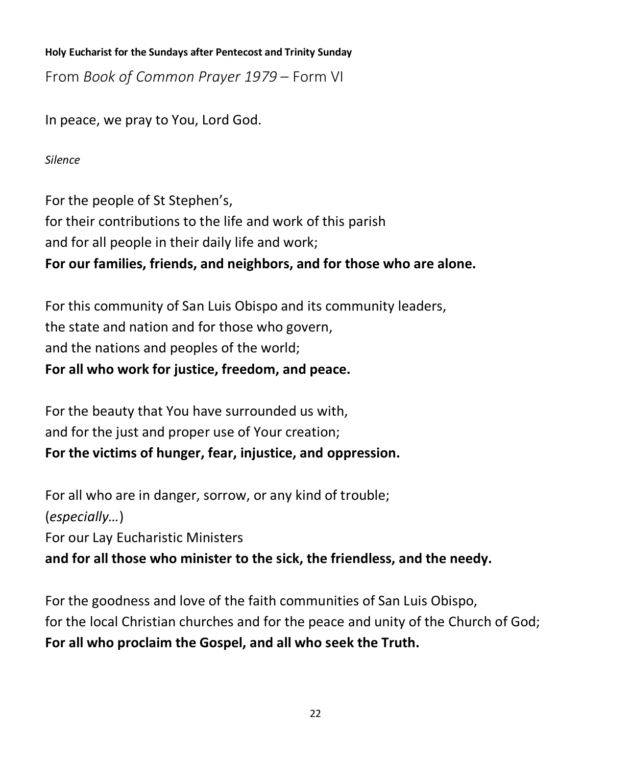**Holy Eucharist for the Sundays after Pentecost and Trinity Sunday**

From *Book of Common Prayer 1979* – Form VI

In peace, we pray to You, Lord God.

*Silence*

For the people of St Stephen's,
for their contributions to the life and work of this parish
and for all people in their daily life and work;
**For our families, friends, and neighbors, and for those who are alone.**

For this community of San Luis Obispo and its community leaders,
the state and nation and for those who govern,
and the nations and peoples of the world;
**For all who work for justice, freedom, and peace.**

For the beauty that You have surrounded us with,
and for the just and proper use of Your creation;
**For the victims of hunger, fear, injustice, and oppression.**

For all who are in danger, sorrow, or any kind of trouble;
(*especially…*)
For our Lay Eucharistic Ministers
**and for all those who minister to the sick, the friendless, and the needy.**

For the goodness and love of the faith communities of San Luis Obispo,
for the local Christian churches and for the peace and unity of the Church of God;
**For all who proclaim the Gospel, and all who seek the Truth.**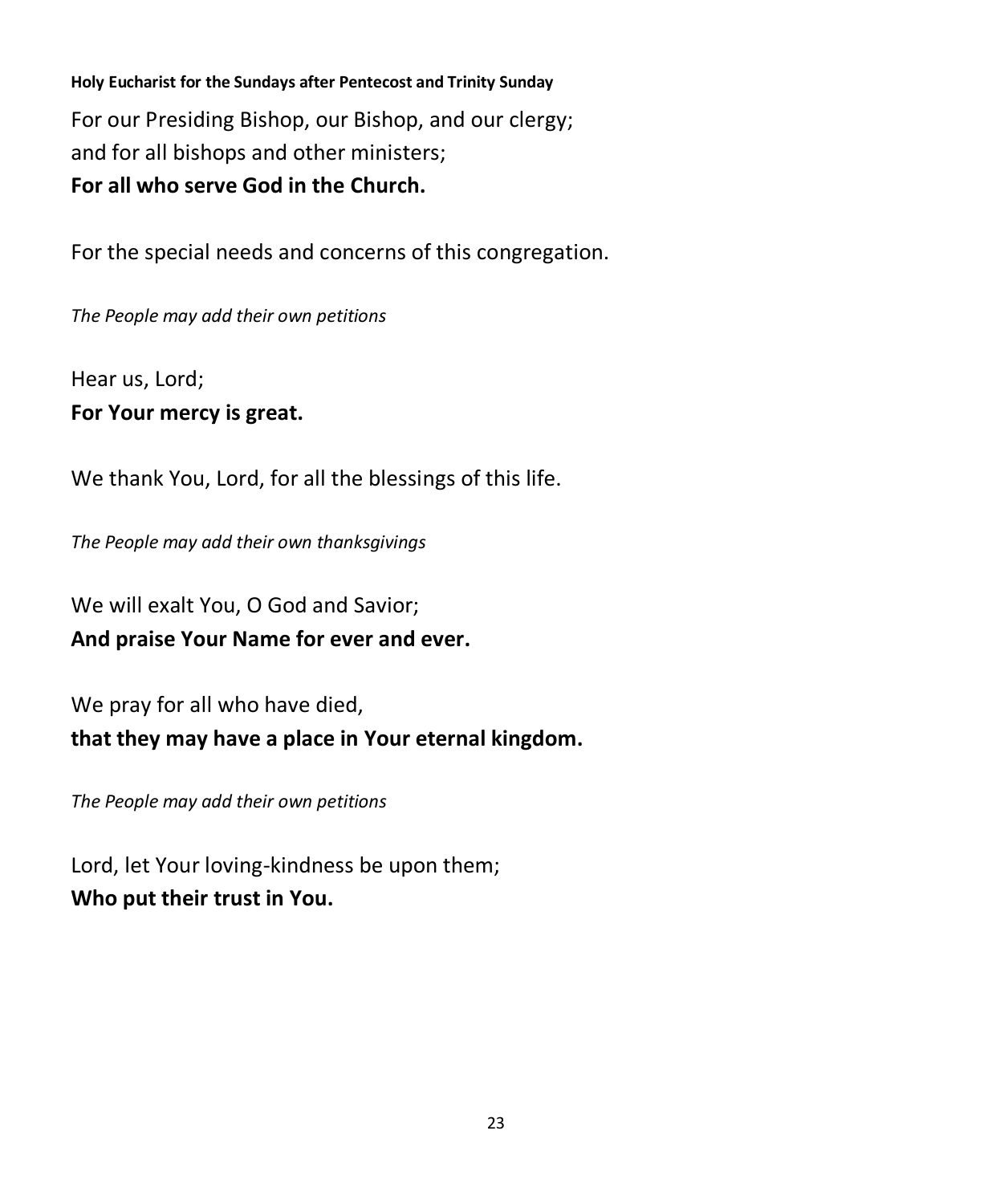For our Presiding Bishop, our Bishop, and our clergy;
and for all bishops and other ministers;
**For all who serve God in the Church.**

For the special needs and concerns of this congregation.

*The People may add their own petitions*

Hear us, Lord;
**For Your mercy is great.**

We thank You, Lord, for all the blessings of this life.

*The People may add their own thanksgivings*

We will exalt You, O God and Savior;
**And praise Your Name for ever and ever.**

We pray for all who have died,
**that they may have a place in Your eternal kingdom.**

*The People may add their own petitions*

Lord, let Your loving-kindness be upon them;
**Who put their trust in You.**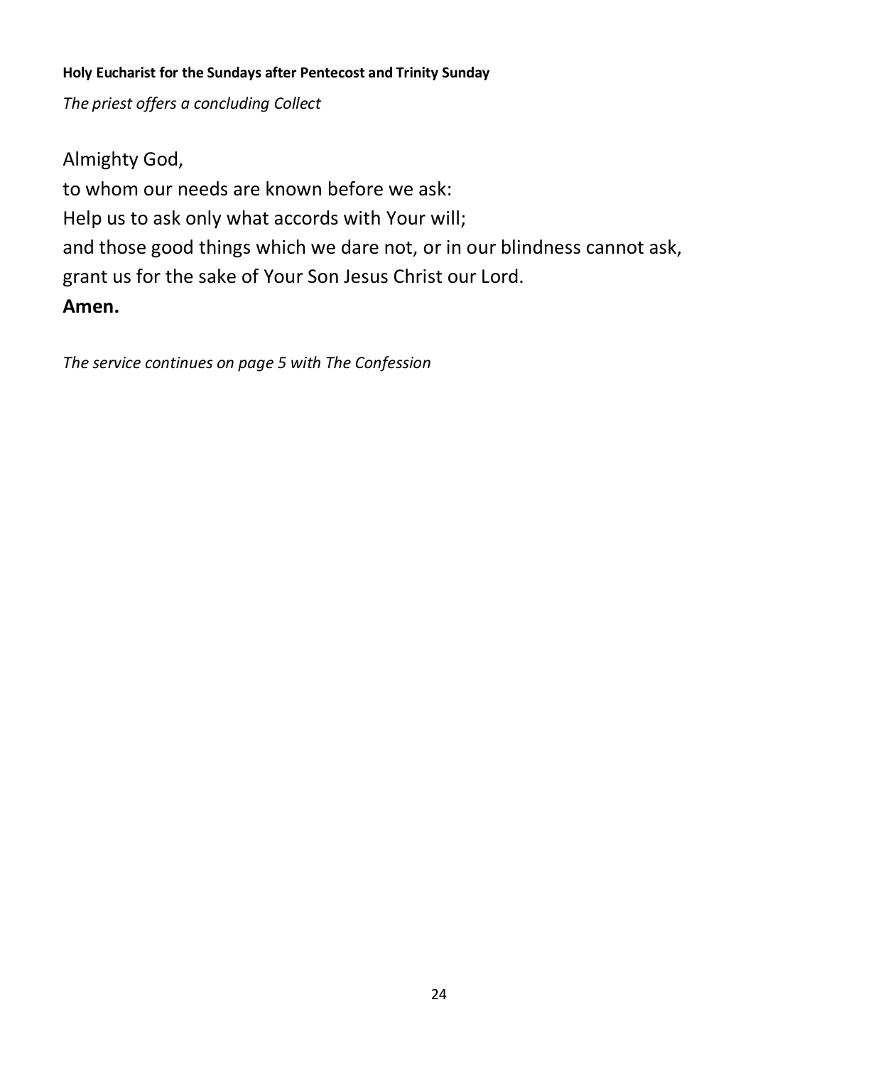**Holy Eucharist for the Sundays after Pentecost and Trinity Sunday**

*The priest offers a concluding Collect*

Almighty God,
to whom our needs are known before we ask:
Help us to ask only what accords with Your will;
and those good things which we dare not, or in our blindness cannot ask,
grant us for the sake of Your Son Jesus Christ our Lord.
**Amen.**

*The service continues on page 5 with The Confession*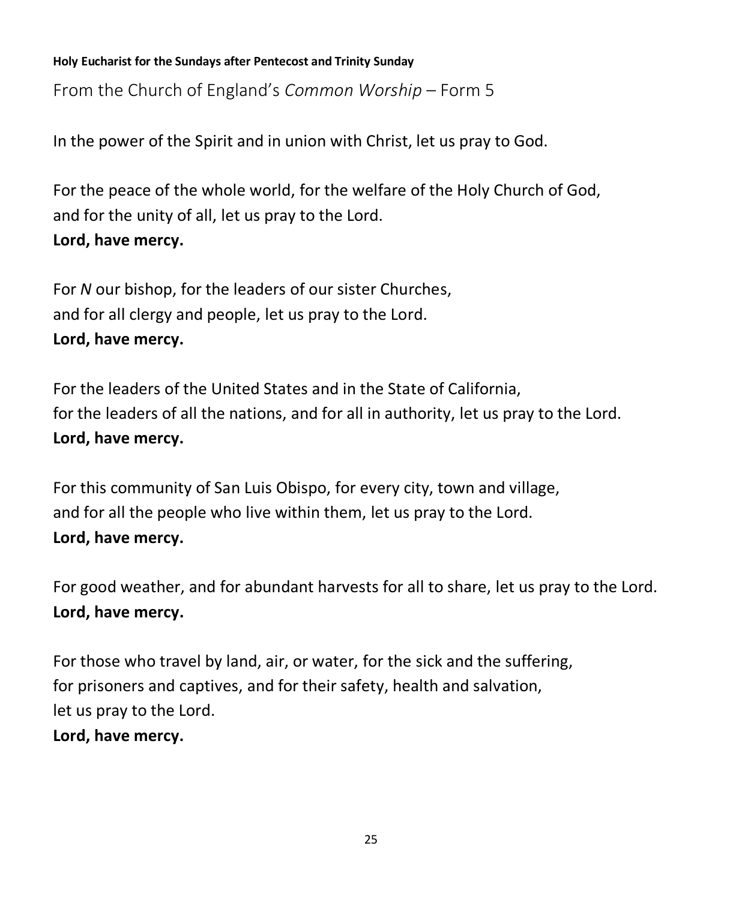**Holy Eucharist for the Sundays after Pentecost and Trinity Sunday**

From the Church of England's *Common Worship* – Form 5

In the power of the Spirit and in union with Christ, let us pray to God.

For the peace of the whole world, for the welfare of the Holy Church of God,
and for the unity of all, let us pray to the Lord.
**Lord, have mercy.**

For *N* our bishop, for the leaders of our sister Churches,
and for all clergy and people, let us pray to the Lord.
**Lord, have mercy.**

For the leaders of the United States and in the State of California,
for the leaders of all the nations, and for all in authority, let us pray to the Lord.
**Lord, have mercy.**

For this community of San Luis Obispo, for every city, town and village,
and for all the people who live within them, let us pray to the Lord.
**Lord, have mercy.**

For good weather, and for abundant harvests for all to share, let us pray to the Lord.
**Lord, have mercy.**

For those who travel by land, air, or water, for the sick and the suffering,
for prisoners and captives, and for their safety, health and salvation,
let us pray to the Lord.
**Lord, have mercy.**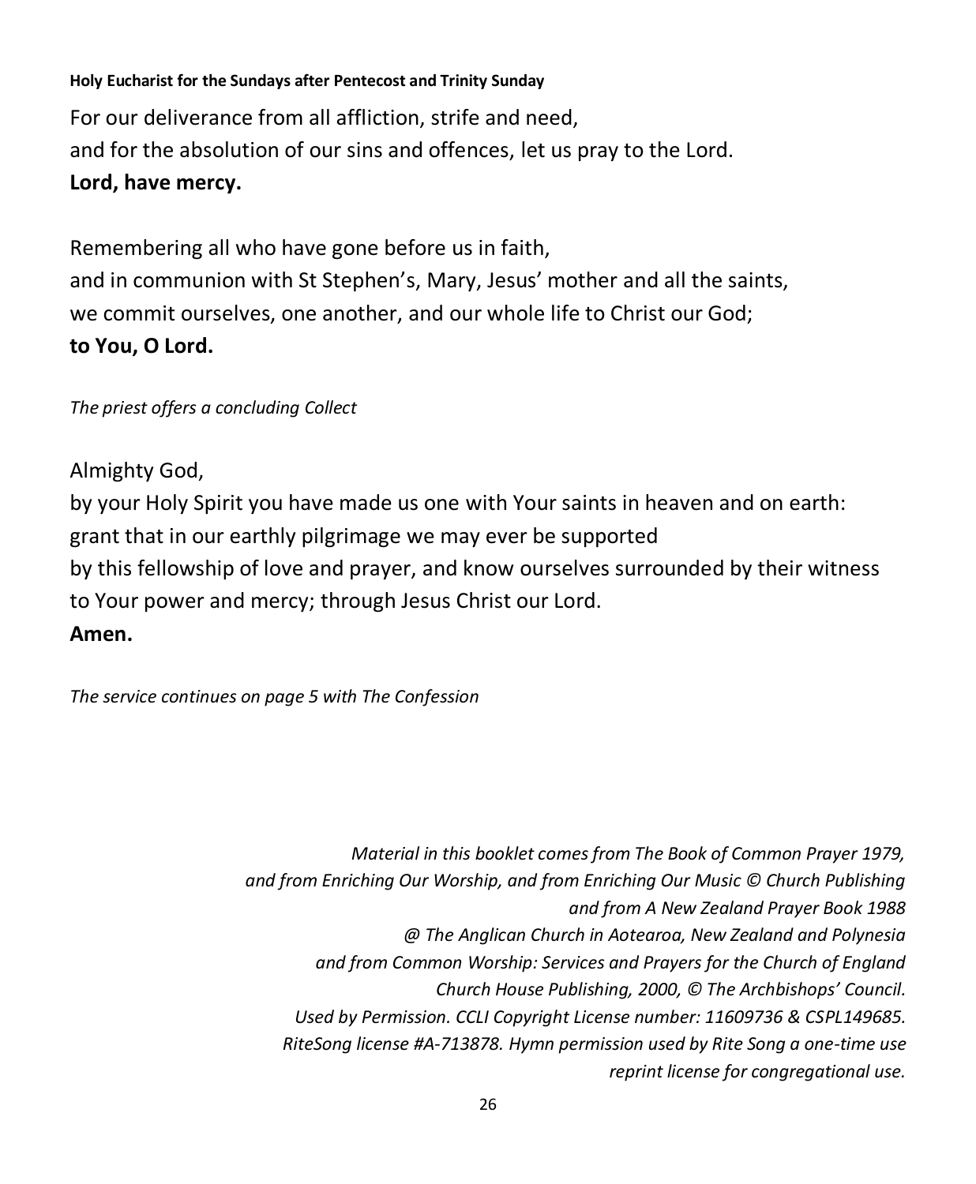For our deliverance from all affliction, strife and need,
and for the absolution of our sins and offences, let us pray to the Lord.
**Lord, have mercy.**

Remembering all who have gone before us in faith,
and in communion with St Stephen's, Mary, Jesus' mother and all the saints,
we commit ourselves, one another, and our whole life to Christ our God;
**to You, O Lord.**

*The priest offers a concluding Collect*

Almighty God,
by your Holy Spirit you have made us one with Your saints in heaven and on earth:
grant that in our earthly pilgrimage we may ever be supported
by this fellowship of love and prayer, and know ourselves surrounded by their witness
to Your power and mercy; through Jesus Christ our Lord.
**Amen.**

*The service continues on page 5 with The Confession*

*Material in this booklet comes from The Book of Common Prayer 1979,*
*and from Enriching Our Worship, and from Enriching Our Music © Church Publishing*
*and from A New Zealand Prayer Book 1988*
*@ The Anglican Church in Aotearoa, New Zealand and Polynesia*
*and from Common Worship: Services and Prayers for the Church of England*
*Church House Publishing, 2000, © The Archbishops' Council.*
*Used by Permission. CCLI Copyright License number: 11609736 & CSPL149685.*
*RiteSong license #A-713878. Hymn permission used by Rite Song a one-time use*
*reprint license for congregational use.*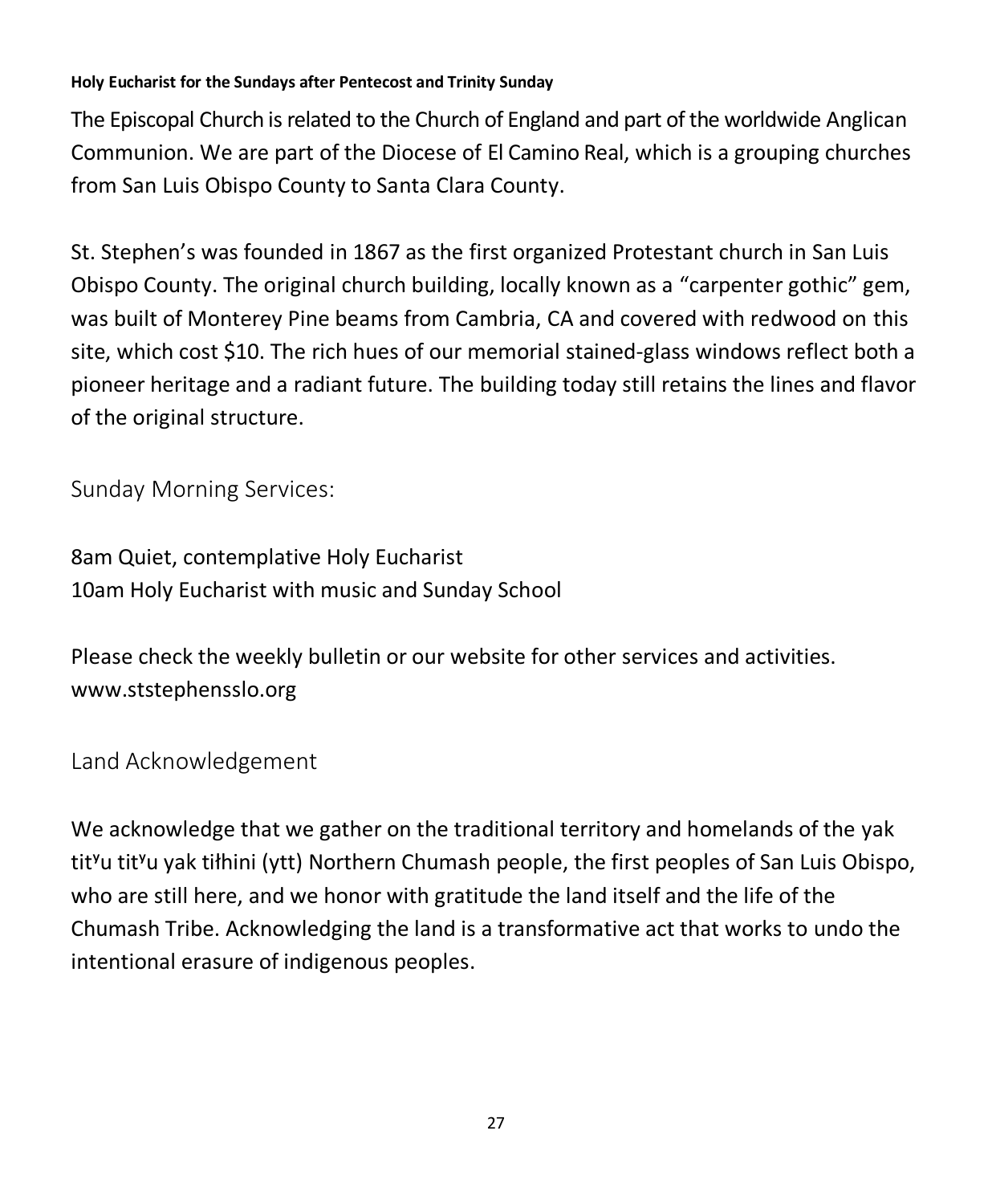The Episcopal Church is related to the Church of England and part of the worldwide Anglican Communion. We are part of the Diocese of El Camino Real, which is a grouping churches from San Luis Obispo County to Santa Clara County.

St. Stephen's was founded in 1867 as the first organized Protestant church in San Luis Obispo County. The original church building, locally known as a "carpenter gothic" gem, was built of Monterey Pine beams from Cambria, CA and covered with redwood on this site, which cost $10. The rich hues of our memorial stained-glass windows reflect both a pioneer heritage and a radiant future. The building today still retains the lines and flavor of the original structure.

## Sunday Morning Services:

8am Quiet, contemplative Holy Eucharist
10am Holy Eucharist with music and Sunday School

Please check the weekly bulletin or our website for other services and activities.
www.ststephensslo.org

## Land Acknowledgement

We acknowledge that we gather on the traditional territory and homelands of the yak titʸu titʸu yak tiłhini (ytt) Northern Chumash people, the first peoples of San Luis Obispo, who are still here, and we honor with gratitude the land itself and the life of the Chumash Tribe. Acknowledging the land is a transformative act that works to undo the intentional erasure of indigenous peoples.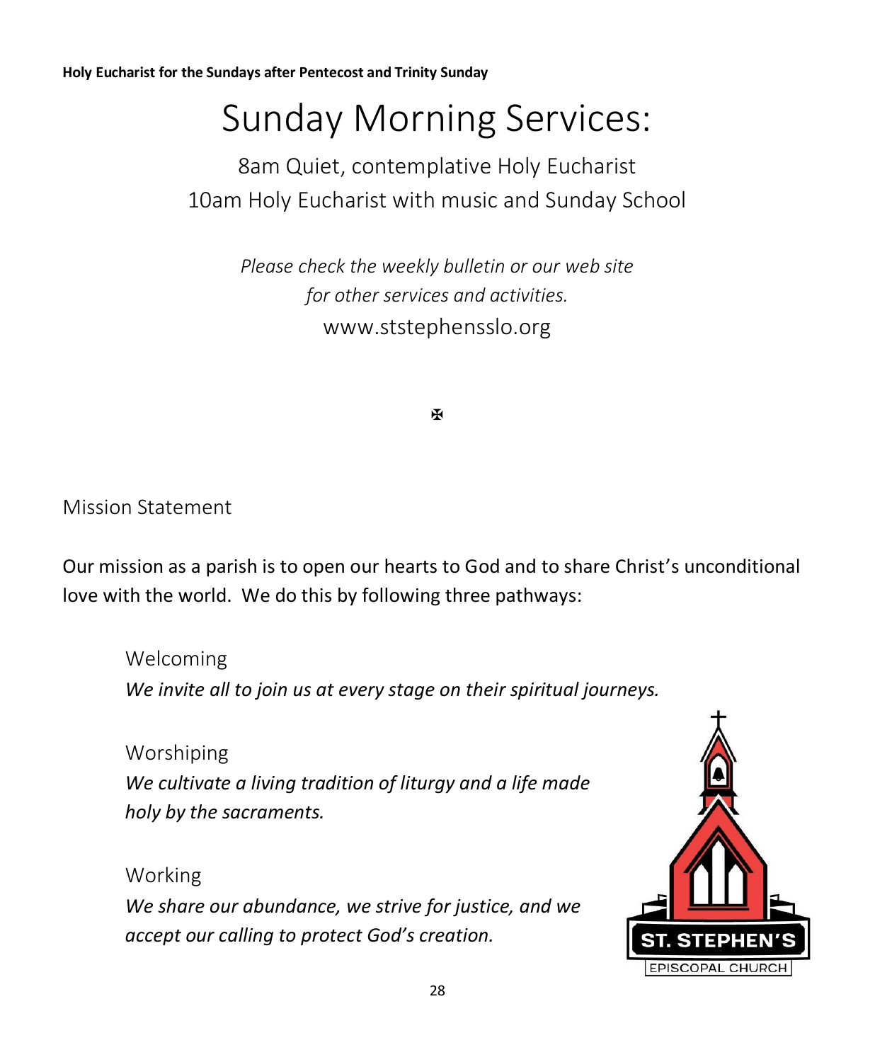# Sunday Morning Services:

8am Quiet, contemplative Holy Eucharist
10am Holy Eucharist with music and Sunday School

*Please check the weekly bulletin or our web site*
*for other services and activities.*
www.ststephensslo.org

✠

## Mission Statement

Our mission as a parish is to open our hearts to God and to share Christ's unconditional love with the world. We do this by following three pathways:

Welcoming
*We invite all to join us at every stage on their spiritual journeys.*

Worshiping
*We cultivate a living tradition of liturgy and a life made holy by the sacraments.*

Working
*We share our abundance, we strive for justice, and we accept our calling to protect God's creation.*

ST. STEPHEN'S
EPISCOPAL CHURCH